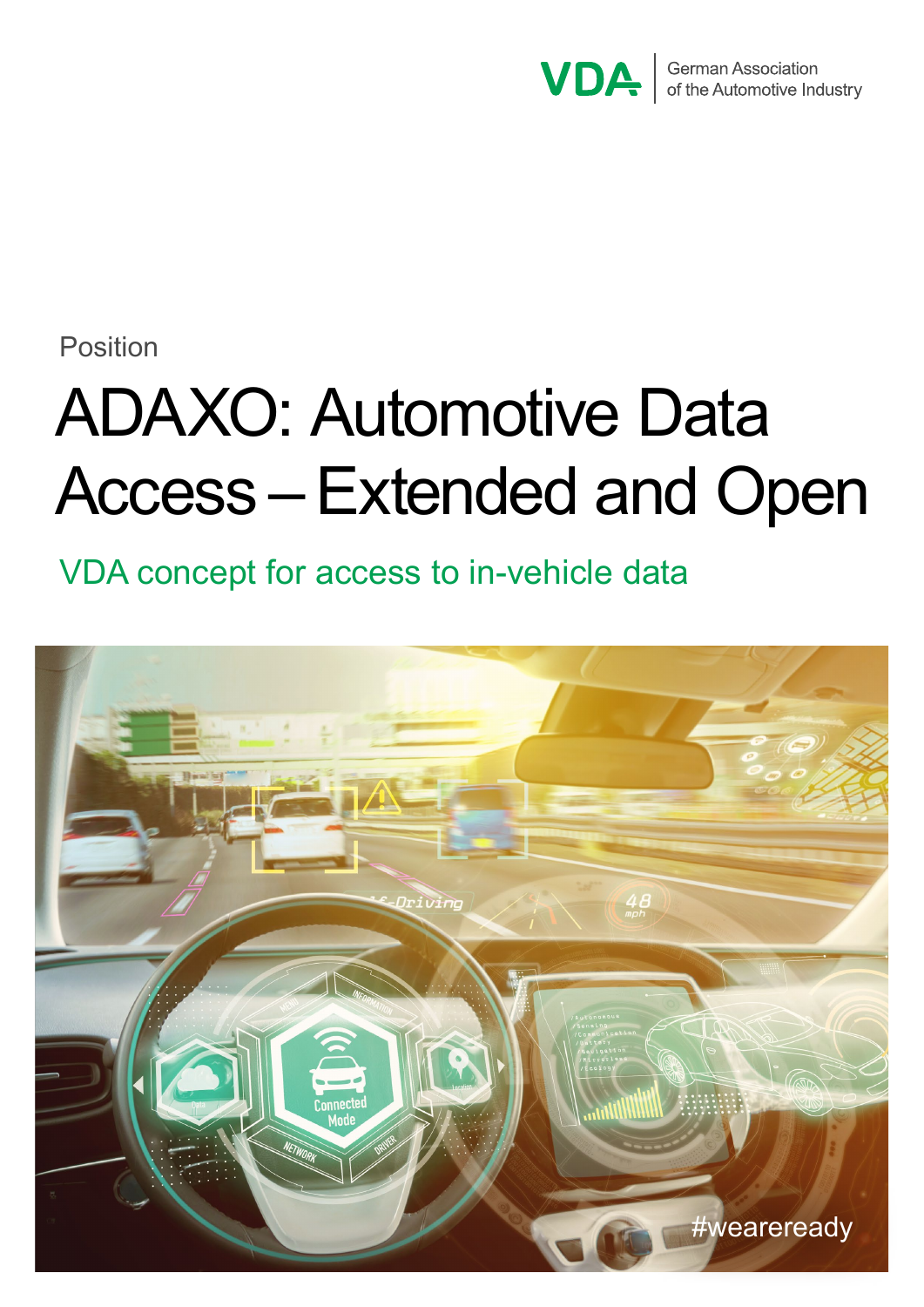VDA | German Association of the Automotive Industry

Position

# ADAXO: Automotive Data Access – Extended and Open

## VDA concept for access to in-vehicle data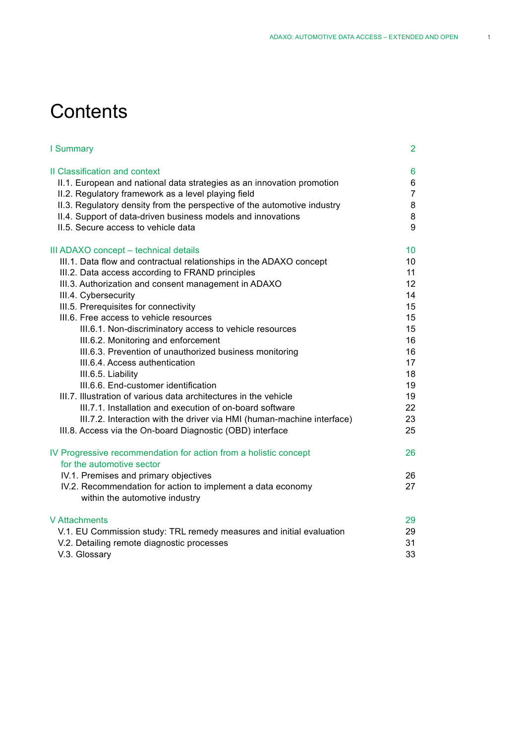# Contents

| | |
|---|---|
| I Summary | 2 |
| II Classification and context | 6 |
| II.1. European and national data strategies as an innovation promotion | 6 |
| II.2. Regulatory framework as a level playing field | 7 |
| II.3. Regulatory density from the perspective of the automotive industry | 8 |
| II.4. Support of data-driven business models and innovations | 8 |
| II.5. Secure access to vehicle data | 9 |
| III ADAXO concept – technical details | 10 |
| III.1. Data flow and contractual relationships in the ADAXO concept | 10 |
| III.2. Data access according to FRAND principles | 11 |
| III.3. Authorization and consent management in ADAXO | 12 |
| III.4. Cybersecurity | 14 |
| III.5. Prerequisites for connectivity | 15 |
| III.6. Free access to vehicle resources | 15 |
| III.6.1. Non-discriminatory access to vehicle resources | 15 |
| III.6.2. Monitoring and enforcement | 16 |
| III.6.3. Prevention of unauthorized business monitoring | 16 |
| III.6.4. Access authentication | 17 |
| III.6.5. Liability | 18 |
| III.6.6. End-customer identification | 19 |
| III.7. Illustration of various data architectures in the vehicle | 19 |
| III.7.1. Installation and execution of on-board software | 22 |
| III.7.2. Interaction with the driver via HMI (human-machine interface) | 23 |
| III.8. Access via the On-board Diagnostic (OBD) interface | 25 |
| IV Progressive recommendation for action from a holistic concept for the automotive sector | 26 |
| IV.1. Premises and primary objectives | 26 |
| IV.2. Recommendation for action to implement a data economy within the automotive industry | 27 |
| V Attachments | 29 |
| V.1. EU Commission study: TRL remedy measures and initial evaluation | 29 |
| V.2. Detailing remote diagnostic processes | 31 |
| V.3. Glossary | 33 |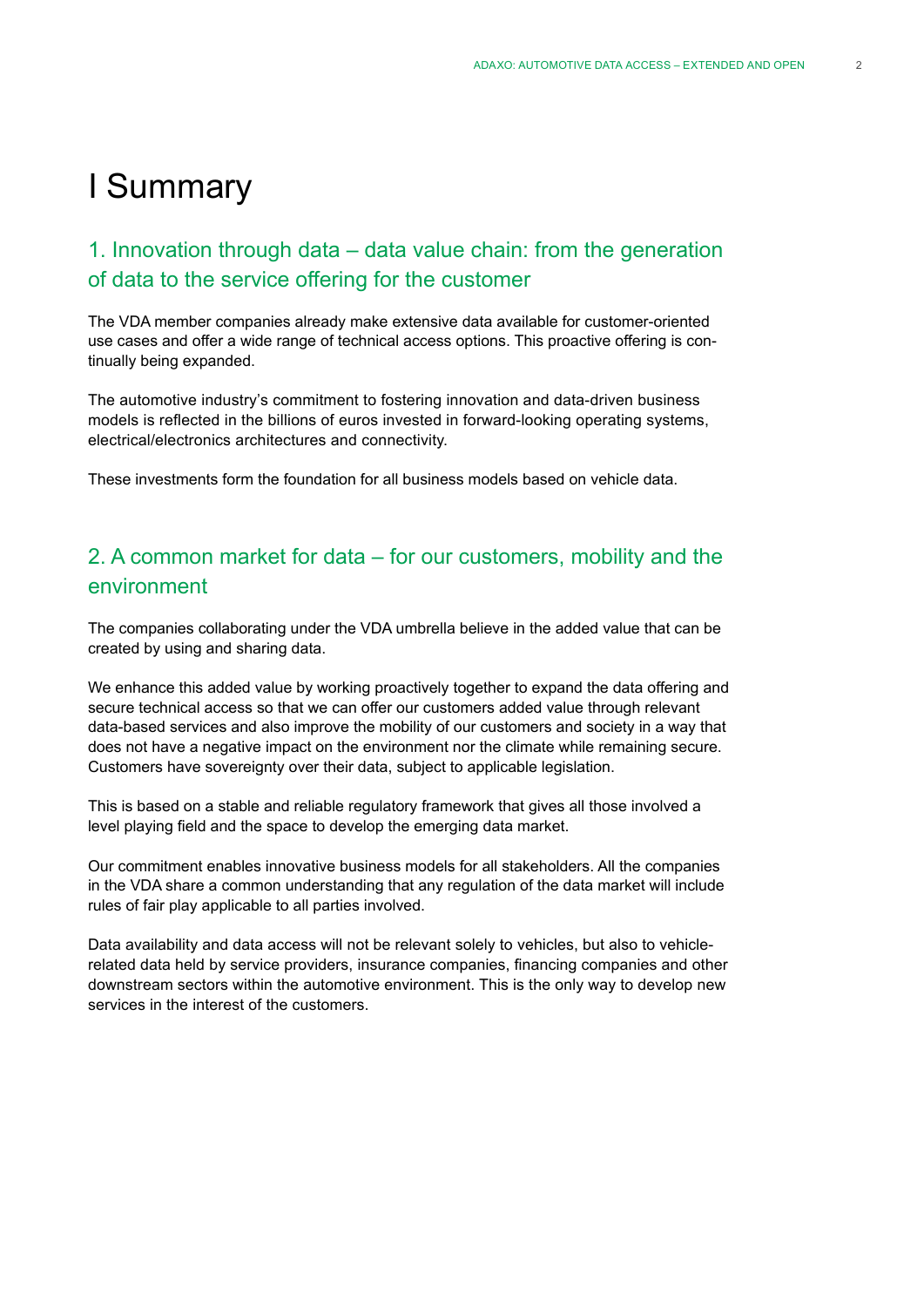# I Summary

## 1. Innovation through data – data value chain: from the generation of data to the service offering for the customer

The VDA member companies already make extensive data available for customer-oriented use cases and offer a wide range of technical access options. This proactive offering is continually being expanded.

The automotive industry's commitment to fostering innovation and data-driven business models is reflected in the billions of euros invested in forward-looking operating systems, electrical/electronics architectures and connectivity.

These investments form the foundation for all business models based on vehicle data.

## 2. A common market for data – for our customers, mobility and the environment

The companies collaborating under the VDA umbrella believe in the added value that can be created by using and sharing data.

We enhance this added value by working proactively together to expand the data offering and secure technical access so that we can offer our customers added value through relevant data-based services and also improve the mobility of our customers and society in a way that does not have a negative impact on the environment nor the climate while remaining secure. Customers have sovereignty over their data, subject to applicable legislation.

This is based on a stable and reliable regulatory framework that gives all those involved a level playing field and the space to develop the emerging data market.

Our commitment enables innovative business models for all stakeholders. All the companies in the VDA share a common understanding that any regulation of the data market will include rules of fair play applicable to all parties involved.

Data availability and data access will not be relevant solely to vehicles, but also to vehicle-related data held by service providers, insurance companies, financing companies and other downstream sectors within the automotive environment. This is the only way to develop new services in the interest of the customers.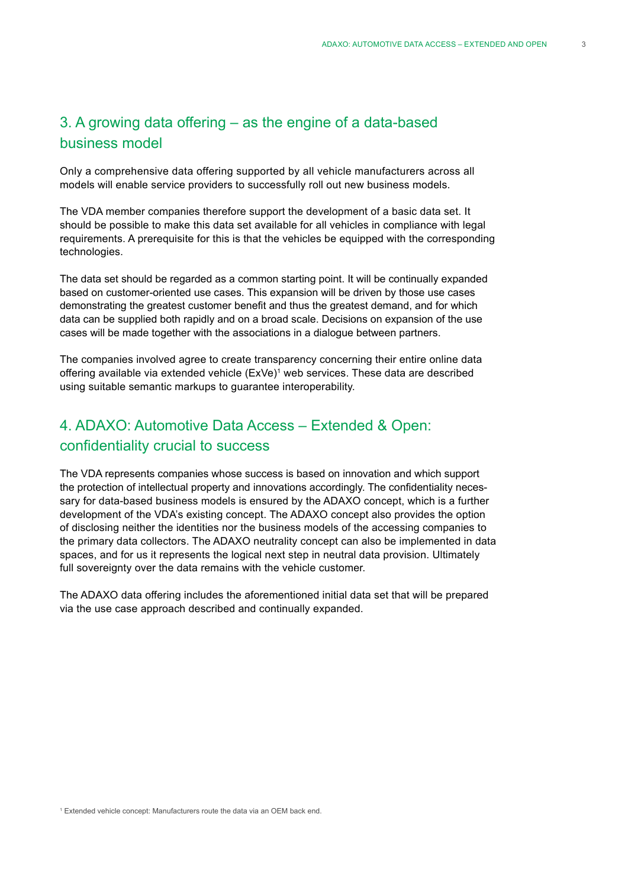## 3. A growing data offering – as the engine of a data-based business model

Only a comprehensive data offering supported by all vehicle manufacturers across all models will enable service providers to successfully roll out new business models.

The VDA member companies therefore support the development of a basic data set. It should be possible to make this data set available for all vehicles in compliance with legal requirements. A prerequisite for this is that the vehicles be equipped with the corresponding technologies.

The data set should be regarded as a common starting point. It will be continually expanded based on customer-oriented use cases. This expansion will be driven by those use cases demonstrating the greatest customer benefit and thus the greatest demand, and for which data can be supplied both rapidly and on a broad scale. Decisions on expansion of the use cases will be made together with the associations in a dialogue between partners.

The companies involved agree to create transparency concerning their entire online data offering available via extended vehicle (ExVe)[1] web services. These data are described using suitable semantic markups to guarantee interoperability.

## 4. ADAXO: Automotive Data Access – Extended & Open: confidentiality crucial to success

The VDA represents companies whose success is based on innovation and which support the protection of intellectual property and innovations accordingly. The confidentiality necessary for data-based business models is ensured by the ADAXO concept, which is a further development of the VDA's existing concept. The ADAXO concept also provides the option of disclosing neither the identities nor the business models of the accessing companies to the primary data collectors. The ADAXO neutrality concept can also be implemented in data spaces, and for us it represents the logical next step in neutral data provision. Ultimately full sovereignty over the data remains with the vehicle customer.

The ADAXO data offering includes the aforementioned initial data set that will be prepared via the use case approach described and continually expanded.

[1] Extended vehicle concept: Manufacturers route the data via an OEM back end.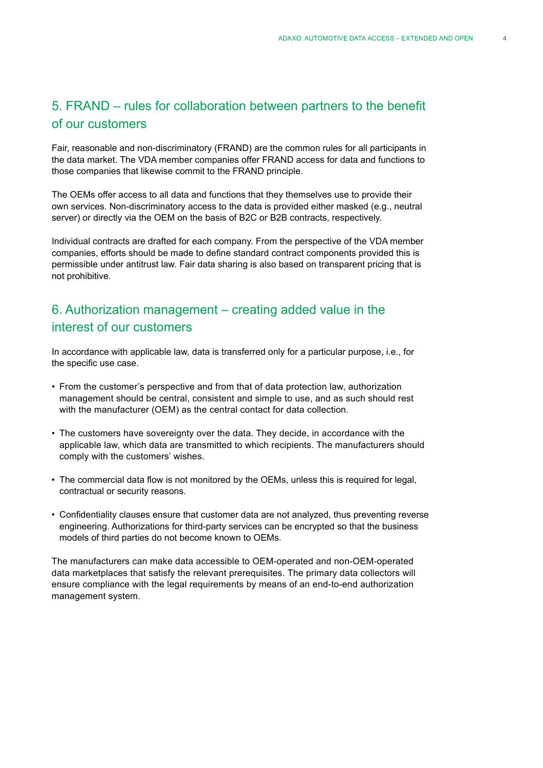## 5. FRAND – rules for collaboration between partners to the benefit of our customers

Fair, reasonable and non-discriminatory (FRAND) are the common rules for all participants in the data market. The VDA member companies offer FRAND access for data and functions to those companies that likewise commit to the FRAND principle.

The OEMs offer access to all data and functions that they themselves use to provide their own services. Non-discriminatory access to the data is provided either masked (e.g., neutral server) or directly via the OEM on the basis of B2C or B2B contracts, respectively.

Individual contracts are drafted for each company. From the perspective of the VDA member companies, efforts should be made to define standard contract components provided this is permissible under antitrust law. Fair data sharing is also based on transparent pricing that is not prohibitive.

## 6. Authorization management – creating added value in the interest of our customers

In accordance with applicable law, data is transferred only for a particular purpose, i.e., for the specific use case.

- From the customer's perspective and from that of data protection law, authorization management should be central, consistent and simple to use, and as such should rest with the manufacturer (OEM) as the central contact for data collection.
- The customers have sovereignty over the data. They decide, in accordance with the applicable law, which data are transmitted to which recipients. The manufacturers should comply with the customers' wishes.
- The commercial data flow is not monitored by the OEMs, unless this is required for legal, contractual or security reasons.
- Confidentiality clauses ensure that customer data are not analyzed, thus preventing reverse engineering. Authorizations for third-party services can be encrypted so that the business models of third parties do not become known to OEMs.

The manufacturers can make data accessible to OEM-operated and non-OEM-operated data marketplaces that satisfy the relevant prerequisites. The primary data collectors will ensure compliance with the legal requirements by means of an end-to-end authorization management system.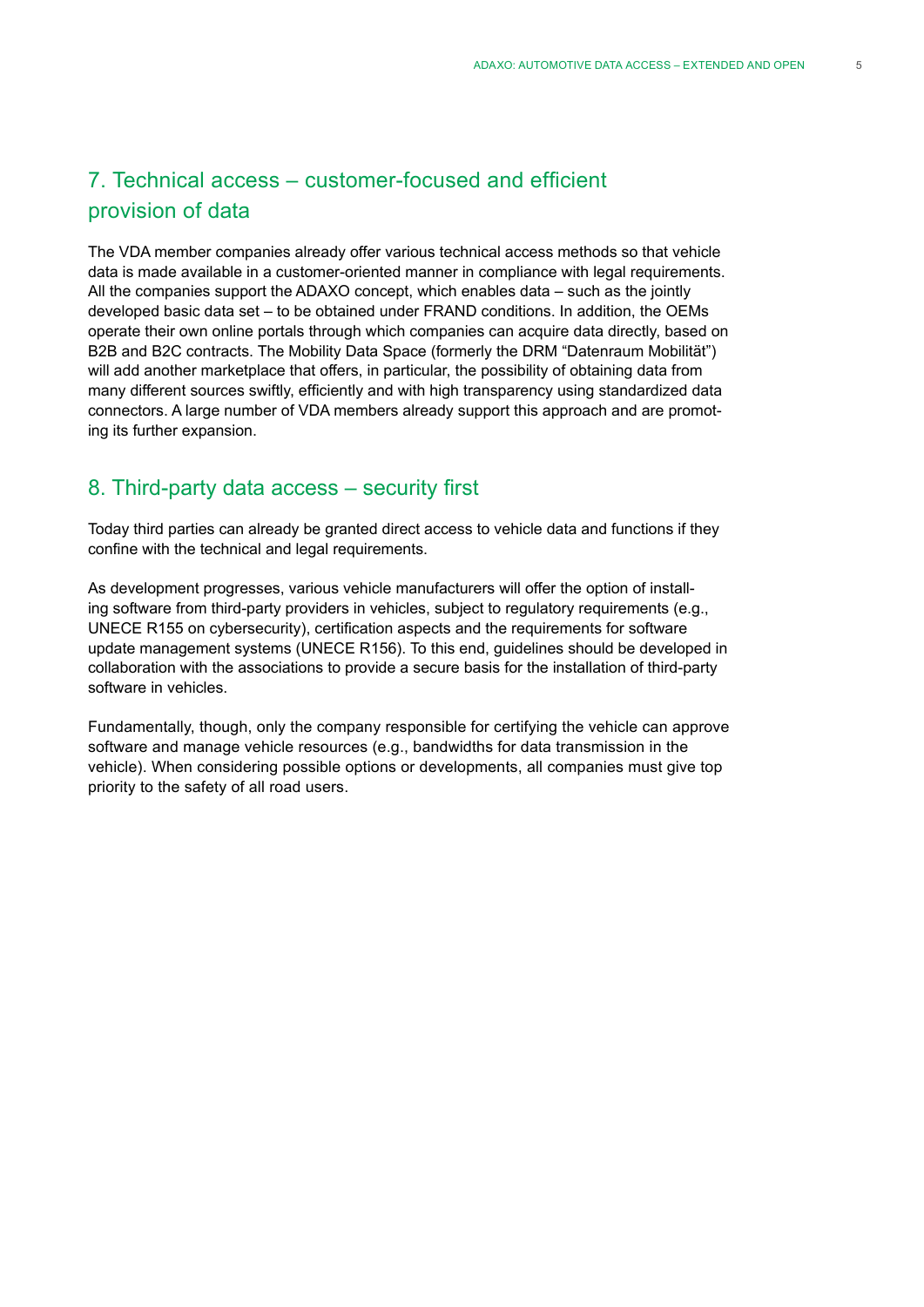## 7. Technical access – customer-focused and efficient provision of data

The VDA member companies already offer various technical access methods so that vehicle data is made available in a customer-oriented manner in compliance with legal requirements. All the companies support the ADAXO concept, which enables data – such as the jointly developed basic data set – to be obtained under FRAND conditions. In addition, the OEMs operate their own online portals through which companies can acquire data directly, based on B2B and B2C contracts. The Mobility Data Space (formerly the DRM "Datenraum Mobilität") will add another marketplace that offers, in particular, the possibility of obtaining data from many different sources swiftly, efficiently and with high transparency using standardized data connectors. A large number of VDA members already support this approach and are promoting its further expansion.

## 8. Third-party data access – security first

Today third parties can already be granted direct access to vehicle data and functions if they confine with the technical and legal requirements.

As development progresses, various vehicle manufacturers will offer the option of installing software from third-party providers in vehicles, subject to regulatory requirements (e.g., UNECE R155 on cybersecurity), certification aspects and the requirements for software update management systems (UNECE R156). To this end, guidelines should be developed in collaboration with the associations to provide a secure basis for the installation of third-party software in vehicles.

Fundamentally, though, only the company responsible for certifying the vehicle can approve software and manage vehicle resources (e.g., bandwidths for data transmission in the vehicle). When considering possible options or developments, all companies must give top priority to the safety of all road users.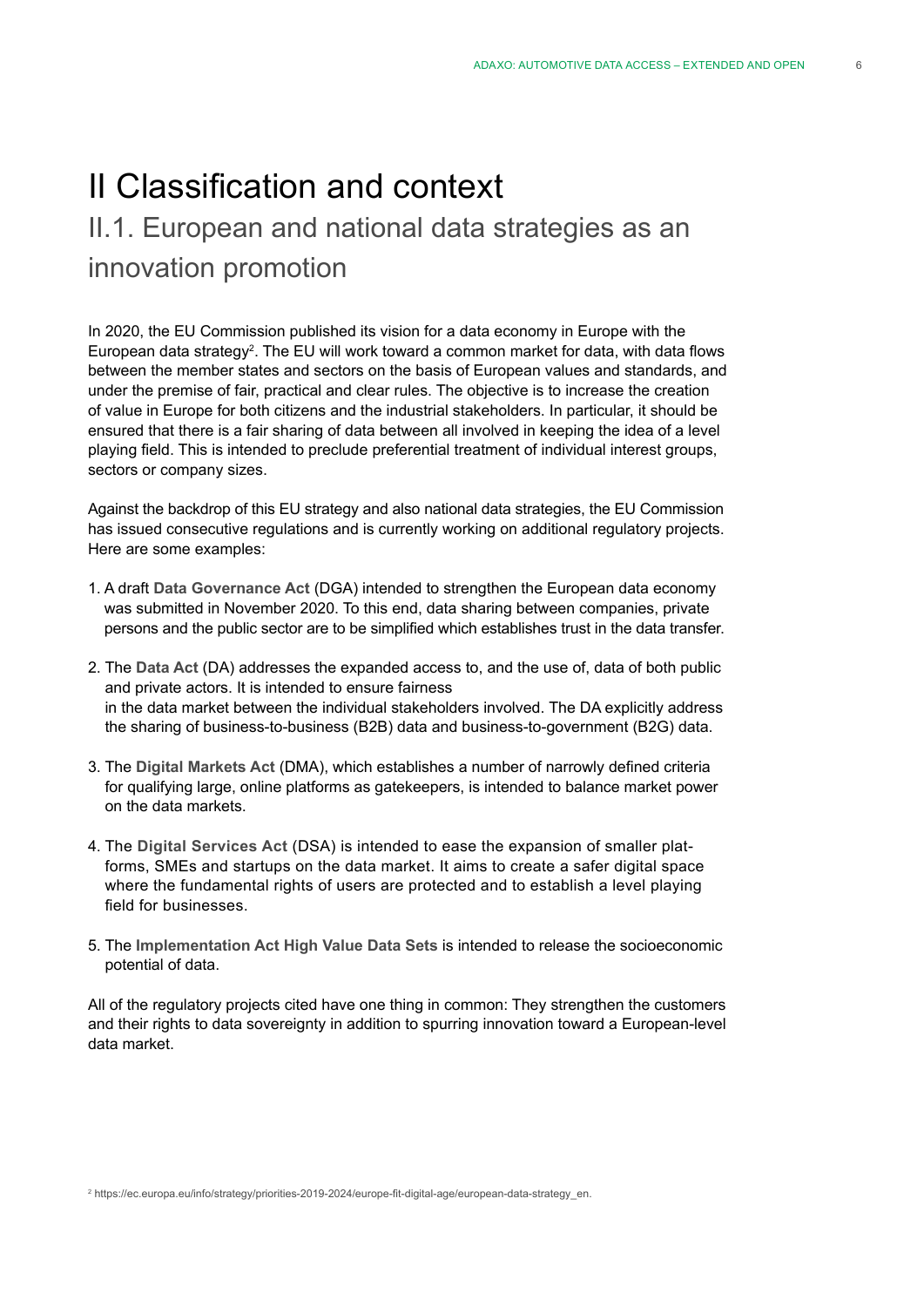# II Classification and context

## II.1. European and national data strategies as an innovation promotion

In 2020, the EU Commission published its vision for a data economy in Europe with the European data strategy[2]. The EU will work toward a common market for data, with data flows between the member states and sectors on the basis of European values and standards, and under the premise of fair, practical and clear rules. The objective is to increase the creation of value in Europe for both citizens and the industrial stakeholders. In particular, it should be ensured that there is a fair sharing of data between all involved in keeping the idea of a level playing field. This is intended to preclude preferential treatment of individual interest groups, sectors or company sizes.

Against the backdrop of this EU strategy and also national data strategies, the EU Commission has issued consecutive regulations and is currently working on additional regulatory projects. Here are some examples:

1. A draft **Data Governance Act** (DGA) intended to strengthen the European data economy was submitted in November 2020. To this end, data sharing between companies, private persons and the public sector are to be simplified which establishes trust in the data transfer.

2. The **Data Act** (DA) addresses the expanded access to, and the use of, data of both public and private actors. It is intended to ensure fairness in the data market between the individual stakeholders involved. The DA explicitly address the sharing of business-to-business (B2B) data and business-to-government (B2G) data.

3. The **Digital Markets Act** (DMA), which establishes a number of narrowly defined criteria for qualifying large, online platforms as gatekeepers, is intended to balance market power on the data markets.

4. The **Digital Services Act** (DSA) is intended to ease the expansion of smaller platforms, SMEs and startups on the data market. It aims to create a safer digital space where the fundamental rights of users are protected and to establish a level playing field for businesses.

5. The **Implementation Act High Value Data Sets** is intended to release the socioeconomic potential of data.

All of the regulatory projects cited have one thing in common: They strengthen the customers and their rights to data sovereignty in addition to spurring innovation toward a European-level data market.

[2] https://ec.europa.eu/info/strategy/priorities-2019-2024/europe-fit-digital-age/european-data-strategy_en.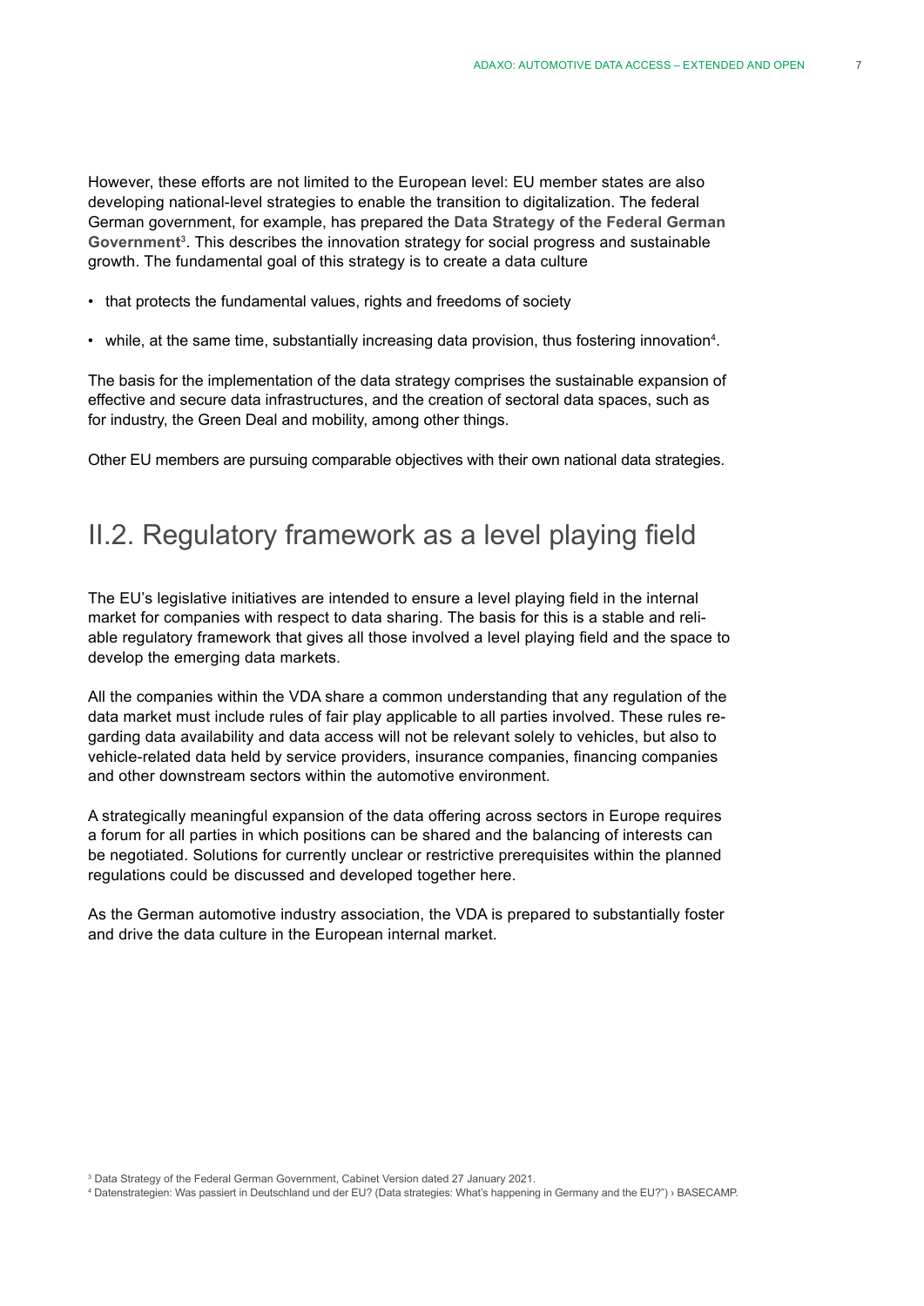However, these efforts are not limited to the European level: EU member states are also developing national-level strategies to enable the transition to digitalization. The federal German government, for example, has prepared the **Data Strategy of the Federal German Government**[3]. This describes the innovation strategy for social progress and sustainable growth. The fundamental goal of this strategy is to create a data culture

- that protects the fundamental values, rights and freedoms of society
- while, at the same time, substantially increasing data provision, thus fostering innovation[4].

The basis for the implementation of the data strategy comprises the sustainable expansion of effective and secure data infrastructures, and the creation of sectoral data spaces, such as for industry, the Green Deal and mobility, among other things.

Other EU members are pursuing comparable objectives with their own national data strategies.

## II.2. Regulatory framework as a level playing field

The EU's legislative initiatives are intended to ensure a level playing field in the internal market for companies with respect to data sharing. The basis for this is a stable and reliable regulatory framework that gives all those involved a level playing field and the space to develop the emerging data markets.

All the companies within the VDA share a common understanding that any regulation of the data market must include rules of fair play applicable to all parties involved. These rules regarding data availability and data access will not be relevant solely to vehicles, but also to vehicle-related data held by service providers, insurance companies, financing companies and other downstream sectors within the automotive environment.

A strategically meaningful expansion of the data offering across sectors in Europe requires a forum for all parties in which positions can be shared and the balancing of interests can be negotiated. Solutions for currently unclear or restrictive prerequisites within the planned regulations could be discussed and developed together here.

As the German automotive industry association, the VDA is prepared to substantially foster and drive the data culture in the European internal market.

[3] Data Strategy of the Federal German Government, Cabinet Version dated 27 January 2021.

[4] Datenstrategien: Was passiert in Deutschland und der EU? (Data strategies: What's happening in Germany and the EU?") › BASECAMP.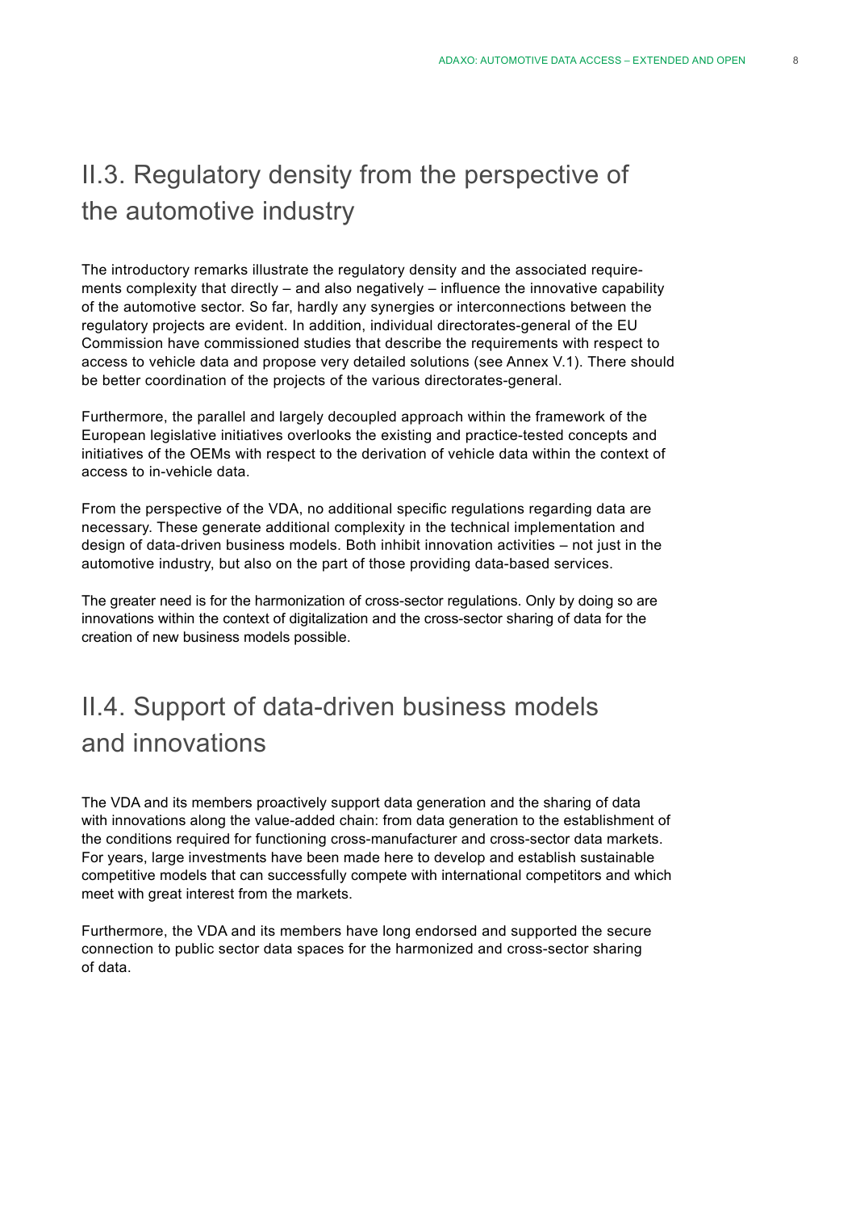## II.3. Regulatory density from the perspective of the automotive industry

The introductory remarks illustrate the regulatory density and the associated requirements complexity that directly – and also negatively – influence the innovative capability of the automotive sector. So far, hardly any synergies or interconnections between the regulatory projects are evident. In addition, individual directorates-general of the EU Commission have commissioned studies that describe the requirements with respect to access to vehicle data and propose very detailed solutions (see Annex V.1). There should be better coordination of the projects of the various directorates-general.

Furthermore, the parallel and largely decoupled approach within the framework of the European legislative initiatives overlooks the existing and practice-tested concepts and initiatives of the OEMs with respect to the derivation of vehicle data within the context of access to in-vehicle data.

From the perspective of the VDA, no additional specific regulations regarding data are necessary. These generate additional complexity in the technical implementation and design of data-driven business models. Both inhibit innovation activities – not just in the automotive industry, but also on the part of those providing data-based services.

The greater need is for the harmonization of cross-sector regulations. Only by doing so are innovations within the context of digitalization and the cross-sector sharing of data for the creation of new business models possible.

## II.4. Support of data-driven business models and innovations

The VDA and its members proactively support data generation and the sharing of data with innovations along the value-added chain: from data generation to the establishment of the conditions required for functioning cross-manufacturer and cross-sector data markets. For years, large investments have been made here to develop and establish sustainable competitive models that can successfully compete with international competitors and which meet with great interest from the markets.

Furthermore, the VDA and its members have long endorsed and supported the secure connection to public sector data spaces for the harmonized and cross-sector sharing of data.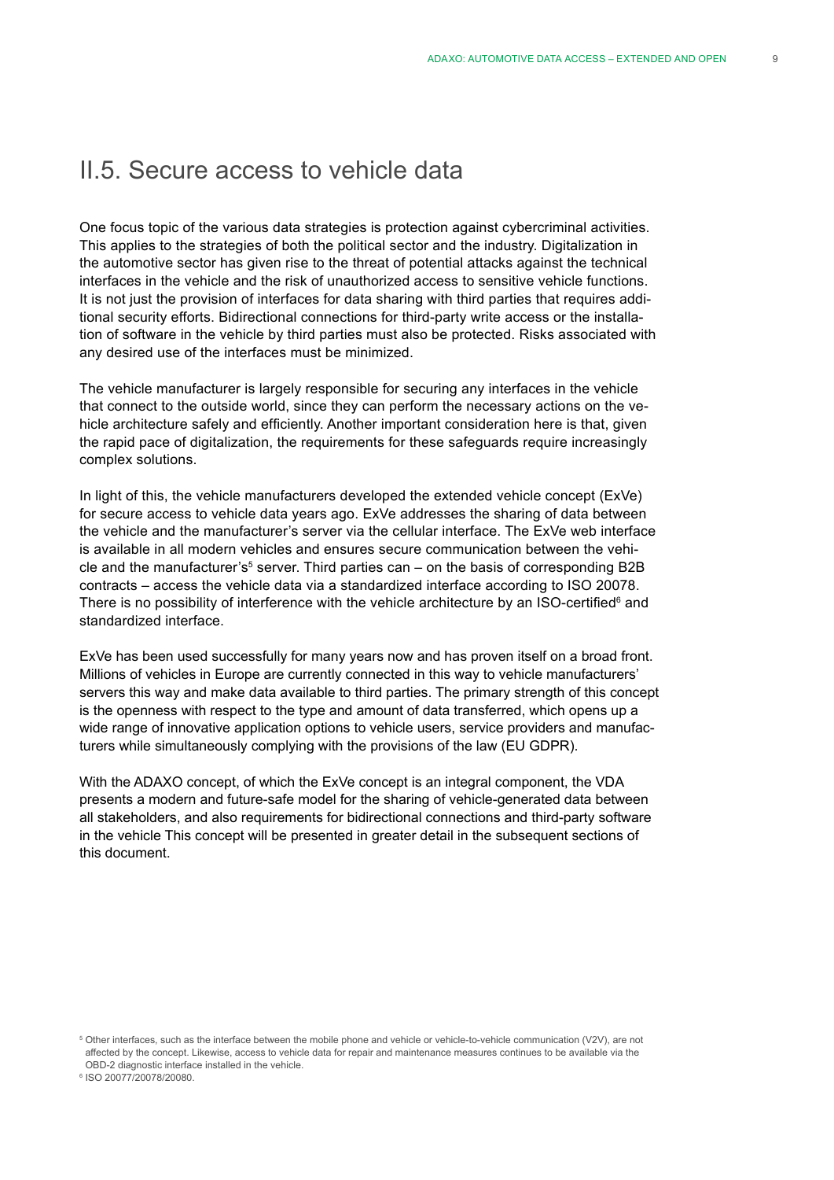## II.5. Secure access to vehicle data

One focus topic of the various data strategies is protection against cybercriminal activities. This applies to the strategies of both the political sector and the industry. Digitalization in the automotive sector has given rise to the threat of potential attacks against the technical interfaces in the vehicle and the risk of unauthorized access to sensitive vehicle functions. It is not just the provision of interfaces for data sharing with third parties that requires additional security efforts. Bidirectional connections for third-party write access or the installation of software in the vehicle by third parties must also be protected. Risks associated with any desired use of the interfaces must be minimized.

The vehicle manufacturer is largely responsible for securing any interfaces in the vehicle that connect to the outside world, since they can perform the necessary actions on the vehicle architecture safely and efficiently. Another important consideration here is that, given the rapid pace of digitalization, the requirements for these safeguards require increasingly complex solutions.

In light of this, the vehicle manufacturers developed the extended vehicle concept (ExVe) for secure access to vehicle data years ago. ExVe addresses the sharing of data between the vehicle and the manufacturer's server via the cellular interface. The ExVe web interface is available in all modern vehicles and ensures secure communication between the vehicle and the manufacturer's[5] server. Third parties can – on the basis of corresponding B2B contracts – access the vehicle data via a standardized interface according to ISO 20078. There is no possibility of interference with the vehicle architecture by an ISO-certified[6] and standardized interface.

ExVe has been used successfully for many years now and has proven itself on a broad front. Millions of vehicles in Europe are currently connected in this way to vehicle manufacturers' servers this way and make data available to third parties. The primary strength of this concept is the openness with respect to the type and amount of data transferred, which opens up a wide range of innovative application options to vehicle users, service providers and manufacturers while simultaneously complying with the provisions of the law (EU GDPR).

With the ADAXO concept, of which the ExVe concept is an integral component, the VDA presents a modern and future-safe model for the sharing of vehicle-generated data between all stakeholders, and also requirements for bidirectional connections and third-party software in the vehicle This concept will be presented in greater detail in the subsequent sections of this document.

[5] Other interfaces, such as the interface between the mobile phone and vehicle or vehicle-to-vehicle communication (V2V), are not affected by the concept. Likewise, access to vehicle data for repair and maintenance measures continues to be available via the OBD-2 diagnostic interface installed in the vehicle.

[6] ISO 20077/20078/20080.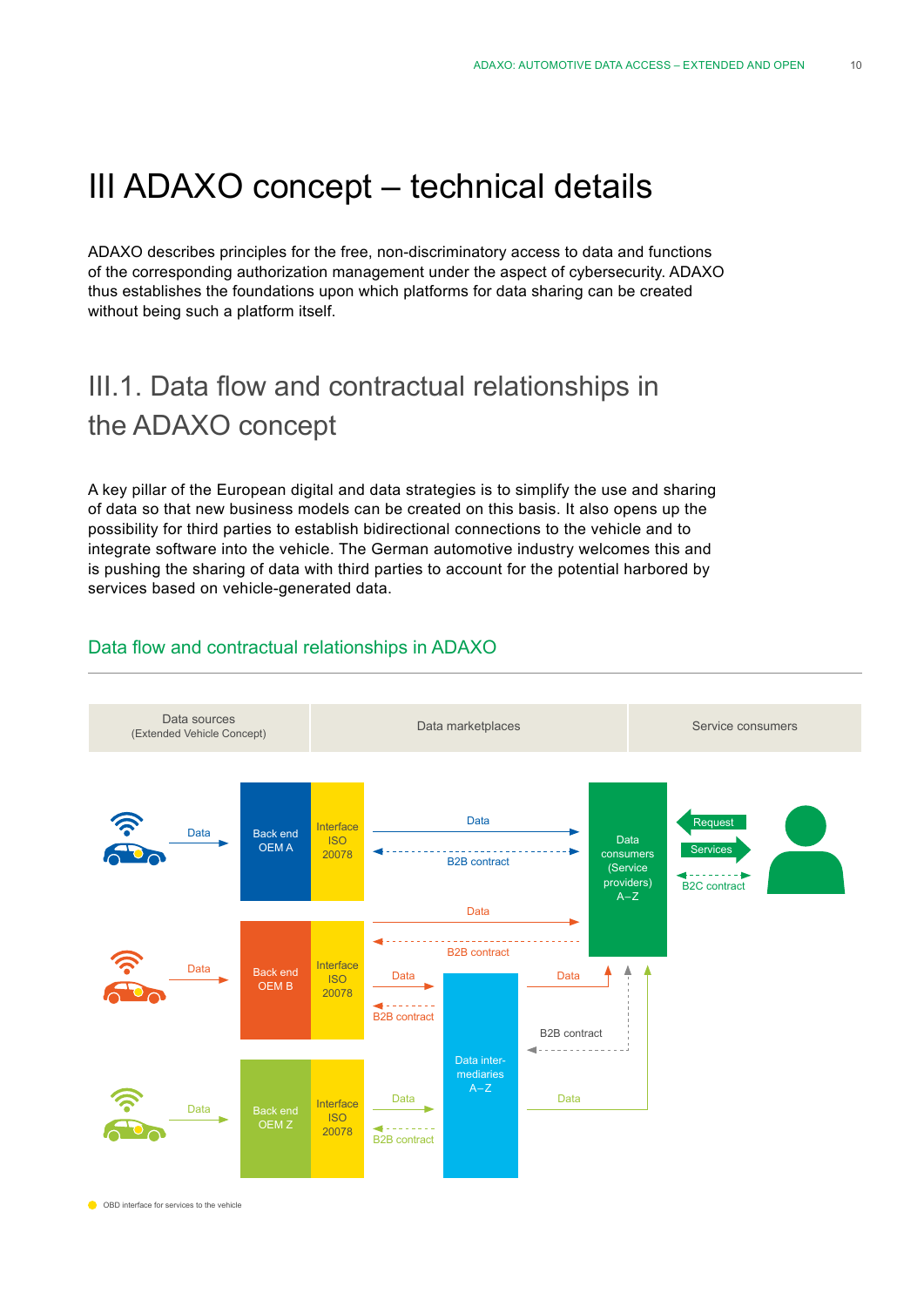# III ADAXO concept – technical details

ADAXO describes principles for the free, non-discriminatory access to data and functions of the corresponding authorization management under the aspect of cybersecurity. ADAXO thus establishes the foundations upon which platforms for data sharing can be created without being such a platform itself.

## III.1. Data flow and contractual relationships in the ADAXO concept

A key pillar of the European digital and data strategies is to simplify the use and sharing of data so that new business models can be created on this basis. It also opens up the possibility for third parties to establish bidirectional connections to the vehicle and to integrate software into the vehicle. The German automotive industry welcomes this and is pushing the sharing of data with third parties to account for the potential harbored by services based on vehicle-generated data.

### Data flow and contractual relationships in ADAXO

| Data sources (Extended Vehicle Concept) | Data marketplaces | Service consumers |
| --- | --- | --- |

- Vehicle → Data → Back end OEM A | Interface ISO 20078 → Data → Data consumers (Service providers) A–Z; B2B contract between Data consumers and OEM A interface
- Vehicle → Data → Back end OEM B | Interface ISO 20078 → Data → Data consumers (Service providers) A–Z; B2B contract
- Back end OEM B | Interface ISO 20078 → Data → Data intermediaries A–Z; B2B contract
- Vehicle → Data → Back end OEM Z | Interface ISO 20078 → Data → Data intermediaries A–Z; B2B contract
- Data intermediaries A–Z → Data → Data consumers (Service providers) A–Z; B2B contract
- Service consumers → Request → Data consumers; Data consumers → Services → Service consumers; B2C contract

OBD interface for services to the vehicle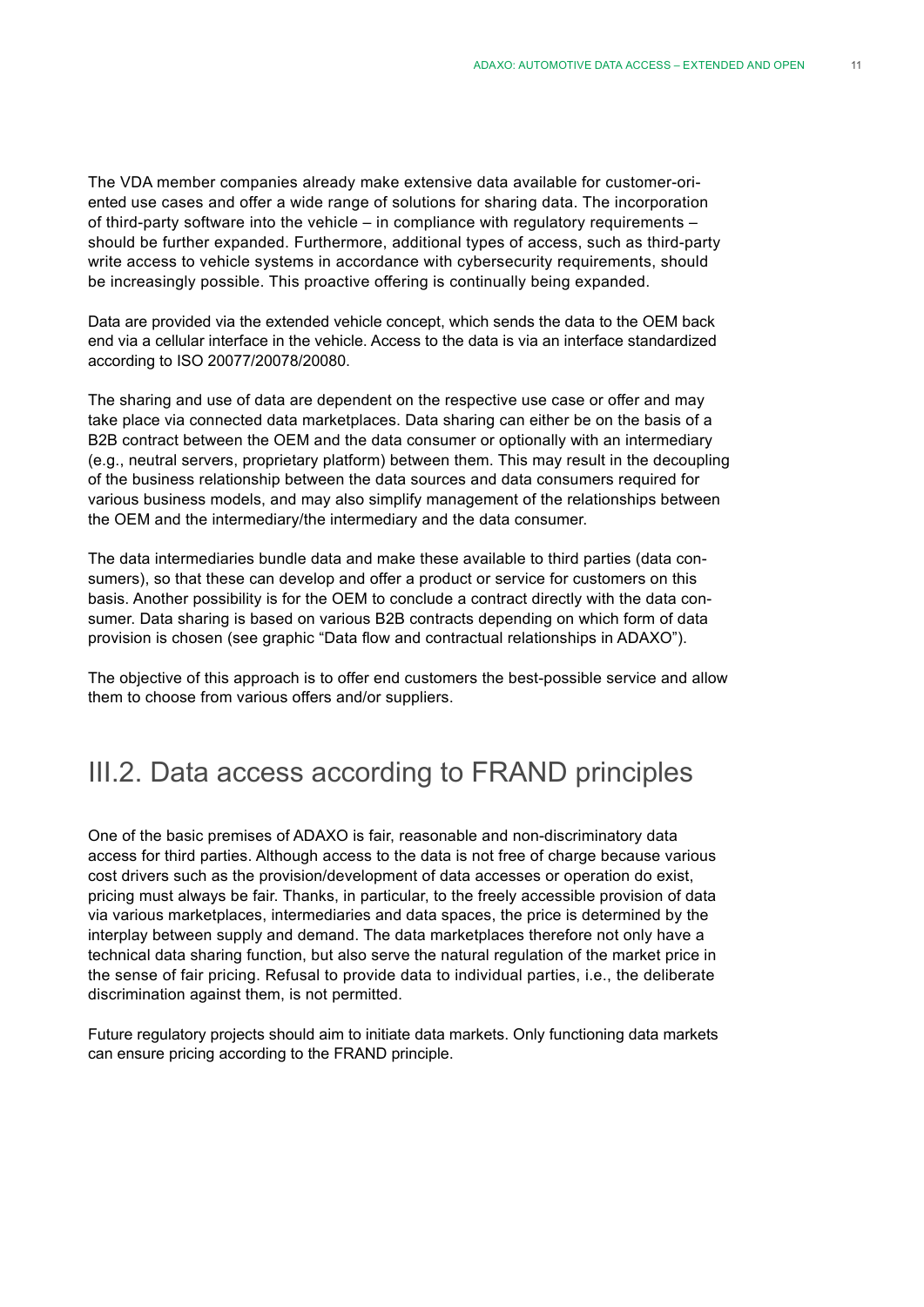The VDA member companies already make extensive data available for customer-oriented use cases and offer a wide range of solutions for sharing data. The incorporation of third-party software into the vehicle – in compliance with regulatory requirements – should be further expanded. Furthermore, additional types of access, such as third-party write access to vehicle systems in accordance with cybersecurity requirements, should be increasingly possible. This proactive offering is continually being expanded.

Data are provided via the extended vehicle concept, which sends the data to the OEM back end via a cellular interface in the vehicle. Access to the data is via an interface standardized according to ISO 20077/20078/20080.

The sharing and use of data are dependent on the respective use case or offer and may take place via connected data marketplaces. Data sharing can either be on the basis of a B2B contract between the OEM and the data consumer or optionally with an intermediary (e.g., neutral servers, proprietary platform) between them. This may result in the decoupling of the business relationship between the data sources and data consumers required for various business models, and may also simplify management of the relationships between the OEM and the intermediary/the intermediary and the data consumer.

The data intermediaries bundle data and make these available to third parties (data consumers), so that these can develop and offer a product or service for customers on this basis. Another possibility is for the OEM to conclude a contract directly with the data consumer. Data sharing is based on various B2B contracts depending on which form of data provision is chosen (see graphic "Data flow and contractual relationships in ADAXO").

The objective of this approach is to offer end customers the best-possible service and allow them to choose from various offers and/or suppliers.

## III.2. Data access according to FRAND principles

One of the basic premises of ADAXO is fair, reasonable and non-discriminatory data access for third parties. Although access to the data is not free of charge because various cost drivers such as the provision/development of data accesses or operation do exist, pricing must always be fair. Thanks, in particular, to the freely accessible provision of data via various marketplaces, intermediaries and data spaces, the price is determined by the interplay between supply and demand. The data marketplaces therefore not only have a technical data sharing function, but also serve the natural regulation of the market price in the sense of fair pricing. Refusal to provide data to individual parties, i.e., the deliberate discrimination against them, is not permitted.

Future regulatory projects should aim to initiate data markets. Only functioning data markets can ensure pricing according to the FRAND principle.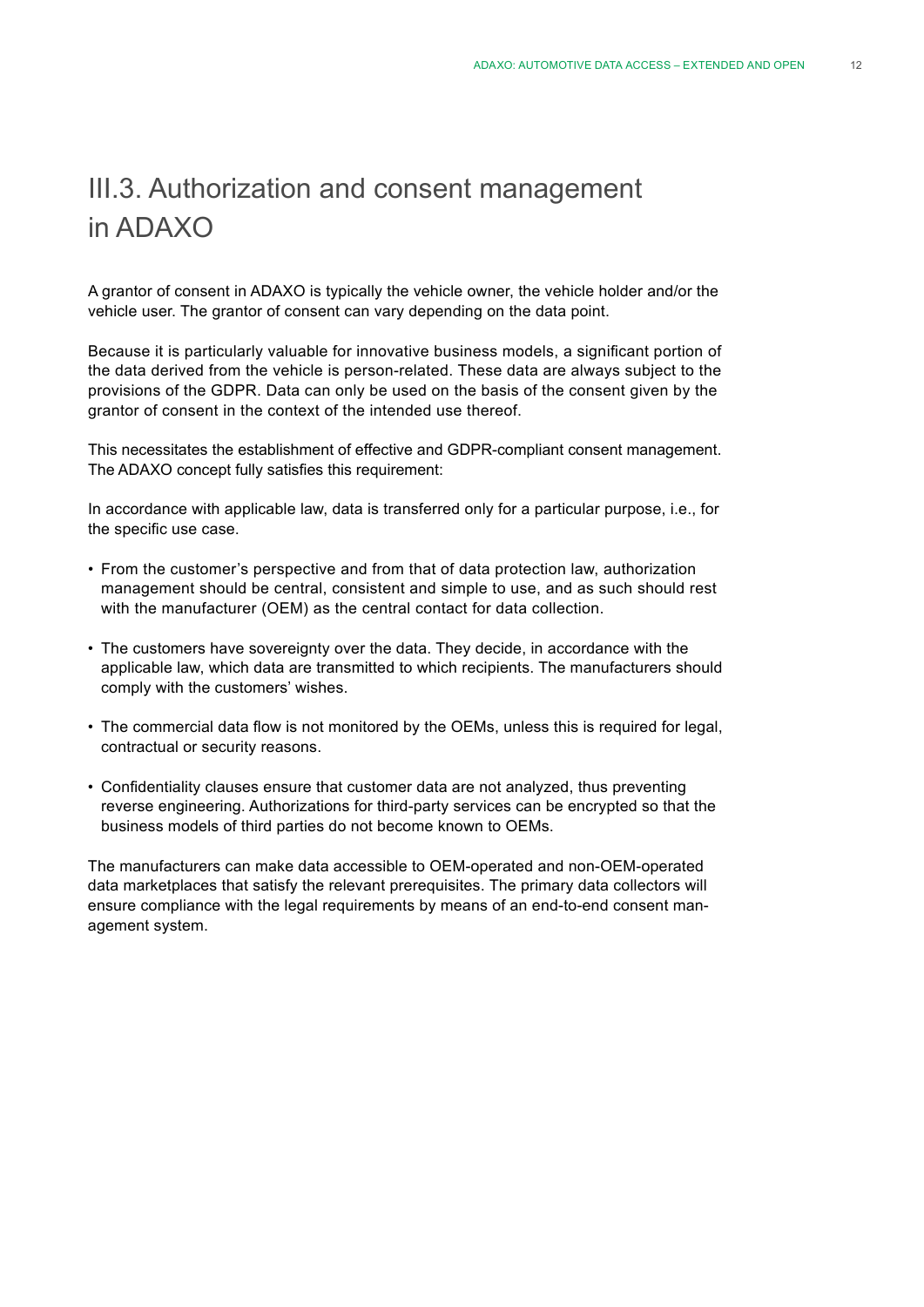# III.3. Authorization and consent management in ADAXO

A grantor of consent in ADAXO is typically the vehicle owner, the vehicle holder and/or the vehicle user. The grantor of consent can vary depending on the data point.

Because it is particularly valuable for innovative business models, a significant portion of the data derived from the vehicle is person-related. These data are always subject to the provisions of the GDPR. Data can only be used on the basis of the consent given by the grantor of consent in the context of the intended use thereof.

This necessitates the establishment of effective and GDPR-compliant consent management. The ADAXO concept fully satisfies this requirement:

In accordance with applicable law, data is transferred only for a particular purpose, i.e., for the specific use case.

- From the customer's perspective and from that of data protection law, authorization management should be central, consistent and simple to use, and as such should rest with the manufacturer (OEM) as the central contact for data collection.
- The customers have sovereignty over the data. They decide, in accordance with the applicable law, which data are transmitted to which recipients. The manufacturers should comply with the customers' wishes.
- The commercial data flow is not monitored by the OEMs, unless this is required for legal, contractual or security reasons.
- Confidentiality clauses ensure that customer data are not analyzed, thus preventing reverse engineering. Authorizations for third-party services can be encrypted so that the business models of third parties do not become known to OEMs.

The manufacturers can make data accessible to OEM-operated and non-OEM-operated data marketplaces that satisfy the relevant prerequisites. The primary data collectors will ensure compliance with the legal requirements by means of an end-to-end consent management system.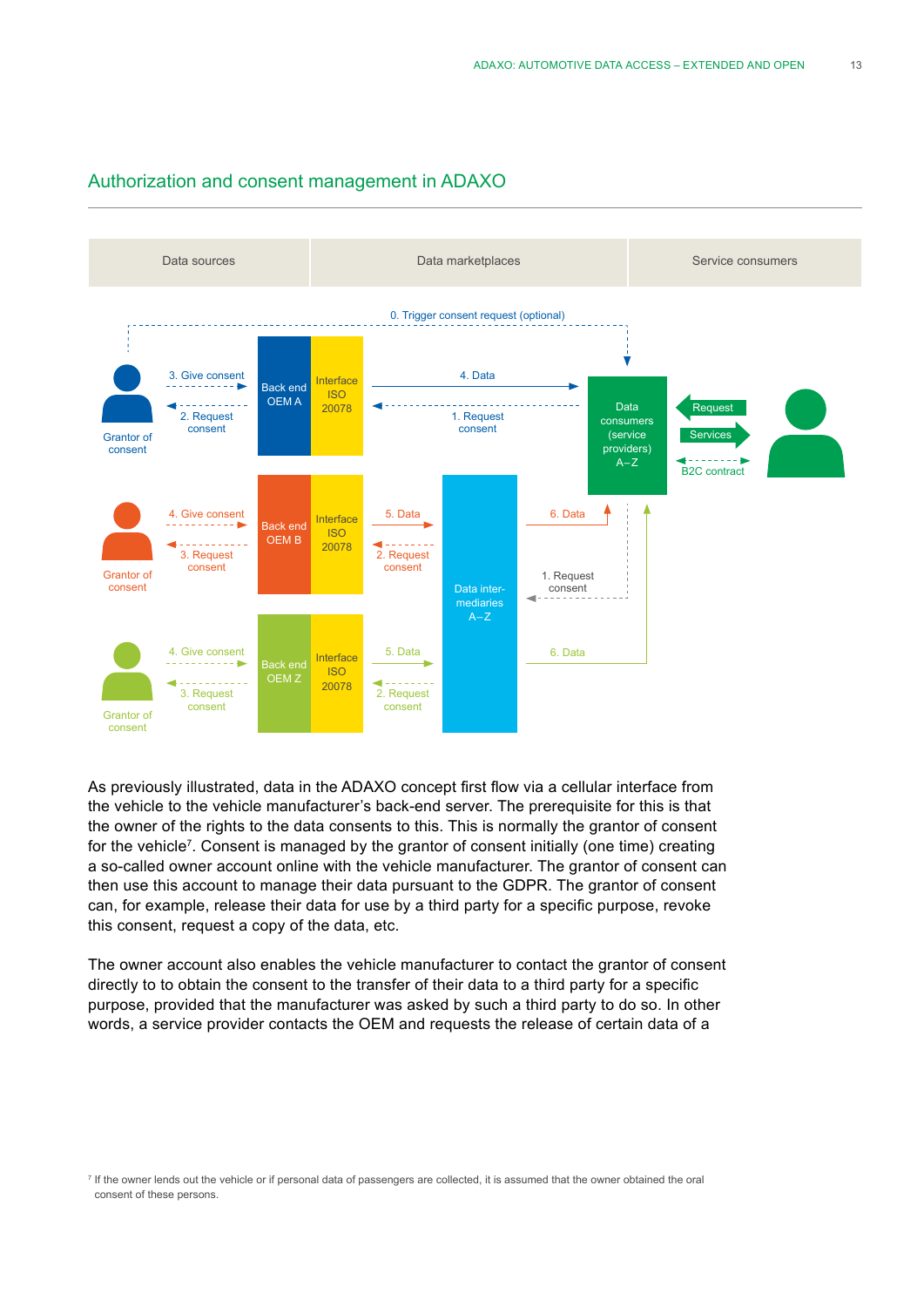## Authorization and consent management in ADAXO

| Data sources | Data marketplaces | Service consumers |
|---|---|---|

0. Trigger consent request (optional)

Grantor of consent — 3. Give consent / 2. Request consent — Back end OEM A | Interface ISO 20078 — 4. Data / 1. Request consent — Data consumers (service providers) A–Z — Request / Services / B2C contract

Grantor of consent — 4. Give consent / 3. Request consent — Back end OEM B | Interface ISO 20078 — 5. Data / 2. Request consent — Data inter-mediaries A–Z — 6. Data / 1. Request consent

Grantor of consent — 4. Give consent / 3. Request consent — Back end OEM Z | Interface ISO 20078 — 5. Data / 2. Request consent — 6. Data

As previously illustrated, data in the ADAXO concept first flow via a cellular interface from the vehicle to the vehicle manufacturer's back-end server. The prerequisite for this is that the owner of the rights to the data consents to this. This is normally the grantor of consent for the vehicle[7]. Consent is managed by the grantor of consent initially (one time) creating a so-called owner account online with the vehicle manufacturer. The grantor of consent can then use this account to manage their data pursuant to the GDPR. The grantor of consent can, for example, release their data for use by a third party for a specific purpose, revoke this consent, request a copy of the data, etc.

The owner account also enables the vehicle manufacturer to contact the grantor of consent directly to to obtain the consent to the transfer of their data to a third party for a specific purpose, provided that the manufacturer was asked by such a third party to do so. In other words, a service provider contacts the OEM and requests the release of certain data of a

[7] If the owner lends out the vehicle or if personal data of passengers are collected, it is assumed that the owner obtained the oral consent of these persons.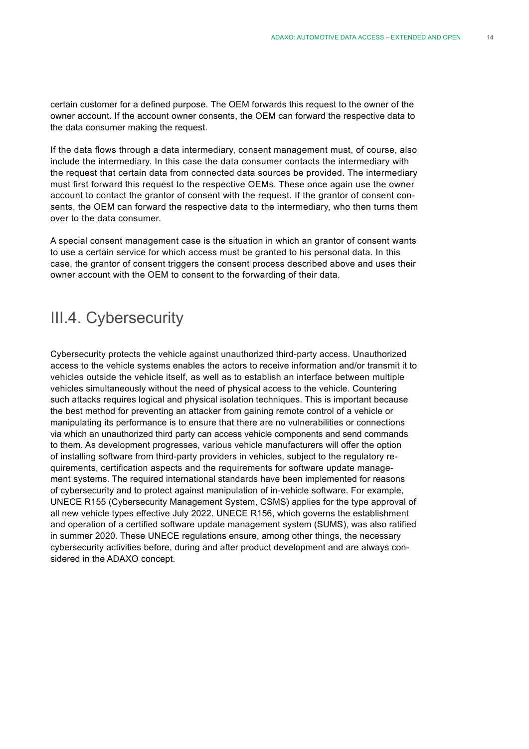certain customer for a defined purpose. The OEM forwards this request to the owner of the owner account. If the account owner consents, the OEM can forward the respective data to the data consumer making the request.

If the data flows through a data intermediary, consent management must, of course, also include the intermediary. In this case the data consumer contacts the intermediary with the request that certain data from connected data sources be provided. The intermediary must first forward this request to the respective OEMs. These once again use the owner account to contact the grantor of consent with the request. If the grantor of consent consents, the OEM can forward the respective data to the intermediary, who then turns them over to the data consumer.

A special consent management case is the situation in which an grantor of consent wants to use a certain service for which access must be granted to his personal data. In this case, the grantor of consent triggers the consent process described above and uses their owner account with the OEM to consent to the forwarding of their data.

## III.4. Cybersecurity

Cybersecurity protects the vehicle against unauthorized third-party access. Unauthorized access to the vehicle systems enables the actors to receive information and/or transmit it to vehicles outside the vehicle itself, as well as to establish an interface between multiple vehicles simultaneously without the need of physical access to the vehicle. Countering such attacks requires logical and physical isolation techniques. This is important because the best method for preventing an attacker from gaining remote control of a vehicle or manipulating its performance is to ensure that there are no vulnerabilities or connections via which an unauthorized third party can access vehicle components and send commands to them. As development progresses, various vehicle manufacturers will offer the option of installing software from third-party providers in vehicles, subject to the regulatory requirements, certification aspects and the requirements for software update management systems. The required international standards have been implemented for reasons of cybersecurity and to protect against manipulation of in-vehicle software. For example, UNECE R155 (Cybersecurity Management System, CSMS) applies for the type approval of all new vehicle types effective July 2022. UNECE R156, which governs the establishment and operation of a certified software update management system (SUMS), was also ratified in summer 2020. These UNECE regulations ensure, among other things, the necessary cybersecurity activities before, during and after product development and are always considered in the ADAXO concept.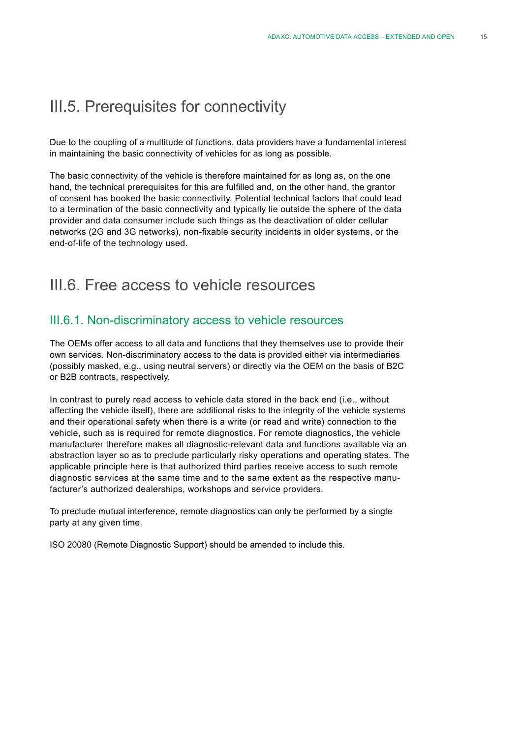## III.5. Prerequisites for connectivity

Due to the coupling of a multitude of functions, data providers have a fundamental interest in maintaining the basic connectivity of vehicles for as long as possible.

The basic connectivity of the vehicle is therefore maintained for as long as, on the one hand, the technical prerequisites for this are fulfilled and, on the other hand, the grantor of consent has booked the basic connectivity. Potential technical factors that could lead to a termination of the basic connectivity and typically lie outside the sphere of the data provider and data consumer include such things as the deactivation of older cellular networks (2G and 3G networks), non-fixable security incidents in older systems, or the end-of-life of the technology used.

## III.6. Free access to vehicle resources

### III.6.1. Non-discriminatory access to vehicle resources

The OEMs offer access to all data and functions that they themselves use to provide their own services. Non-discriminatory access to the data is provided either via intermediaries (possibly masked, e.g., using neutral servers) or directly via the OEM on the basis of B2C or B2B contracts, respectively.

In contrast to purely read access to vehicle data stored in the back end (i.e., without affecting the vehicle itself), there are additional risks to the integrity of the vehicle systems and their operational safety when there is a write (or read and write) connection to the vehicle, such as is required for remote diagnostics. For remote diagnostics, the vehicle manufacturer therefore makes all diagnostic-relevant data and functions available via an abstraction layer so as to preclude particularly risky operations and operating states. The applicable principle here is that authorized third parties receive access to such remote diagnostic services at the same time and to the same extent as the respective manufacturer's authorized dealerships, workshops and service providers.

To preclude mutual interference, remote diagnostics can only be performed by a single party at any given time.

ISO 20080 (Remote Diagnostic Support) should be amended to include this.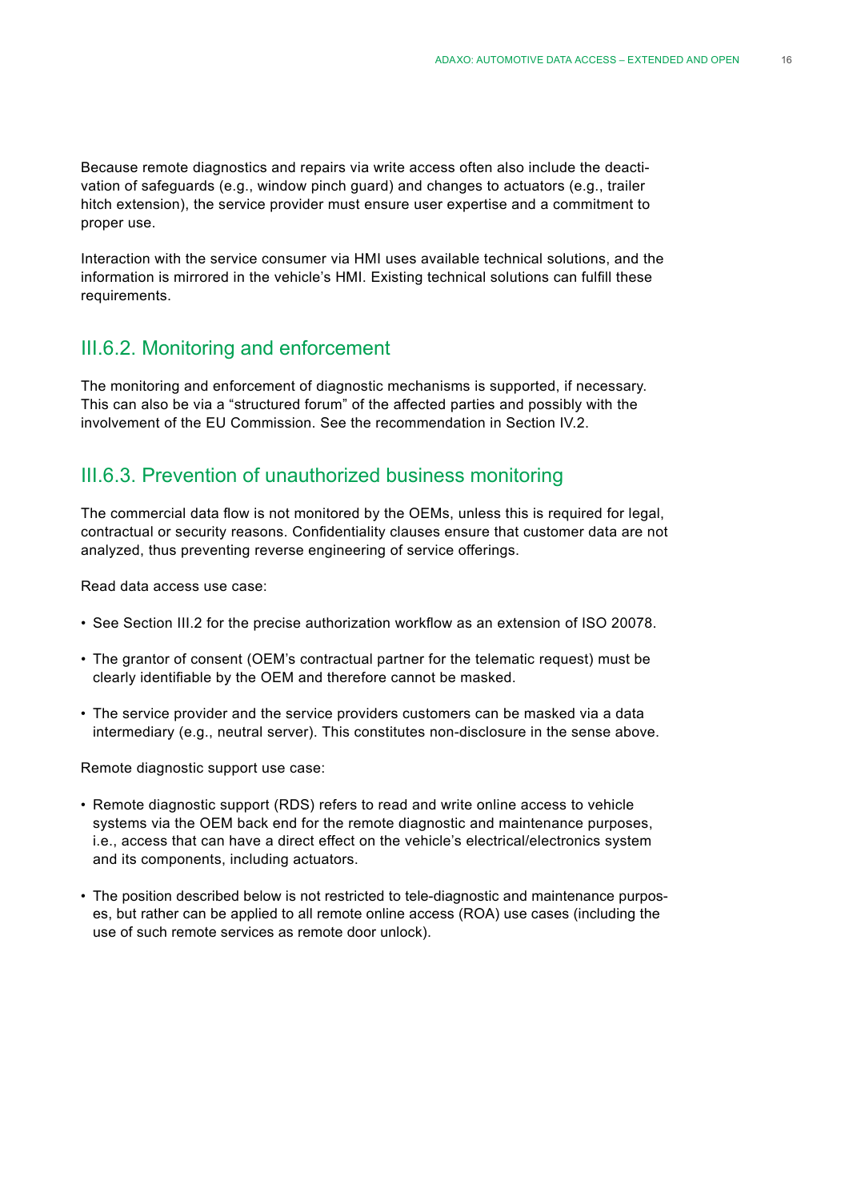Because remote diagnostics and repairs via write access often also include the deactivation of safeguards (e.g., window pinch guard) and changes to actuators (e.g., trailer hitch extension), the service provider must ensure user expertise and a commitment to proper use.

Interaction with the service consumer via HMI uses available technical solutions, and the information is mirrored in the vehicle's HMI. Existing technical solutions can fulfill these requirements.

## III.6.2. Monitoring and enforcement

The monitoring and enforcement of diagnostic mechanisms is supported, if necessary. This can also be via a "structured forum" of the affected parties and possibly with the involvement of the EU Commission. See the recommendation in Section IV.2.

## III.6.3. Prevention of unauthorized business monitoring

The commercial data flow is not monitored by the OEMs, unless this is required for legal, contractual or security reasons. Confidentiality clauses ensure that customer data are not analyzed, thus preventing reverse engineering of service offerings.

Read data access use case:

- See Section III.2 for the precise authorization workflow as an extension of ISO 20078.
- The grantor of consent (OEM's contractual partner for the telematic request) must be clearly identifiable by the OEM and therefore cannot be masked.
- The service provider and the service providers customers can be masked via a data intermediary (e.g., neutral server). This constitutes non-disclosure in the sense above.

Remote diagnostic support use case:

- Remote diagnostic support (RDS) refers to read and write online access to vehicle systems via the OEM back end for the remote diagnostic and maintenance purposes, i.e., access that can have a direct effect on the vehicle's electrical/electronics system and its components, including actuators.
- The position described below is not restricted to tele-diagnostic and maintenance purposes, but rather can be applied to all remote online access (ROA) use cases (including the use of such remote services as remote door unlock).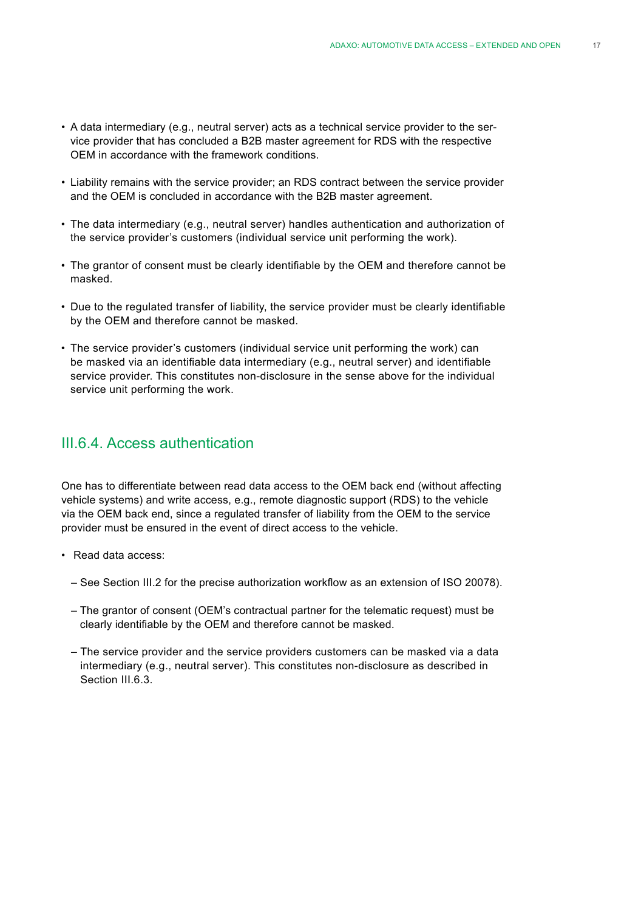- A data intermediary (e.g., neutral server) acts as a technical service provider to the service provider that has concluded a B2B master agreement for RDS with the respective OEM in accordance with the framework conditions.

- Liability remains with the service provider; an RDS contract between the service provider and the OEM is concluded in accordance with the B2B master agreement.

- The data intermediary (e.g., neutral server) handles authentication and authorization of the service provider's customers (individual service unit performing the work).

- The grantor of consent must be clearly identifiable by the OEM and therefore cannot be masked.

- Due to the regulated transfer of liability, the service provider must be clearly identifiable by the OEM and therefore cannot be masked.

- The service provider's customers (individual service unit performing the work) can be masked via an identifiable data intermediary (e.g., neutral server) and identifiable service provider. This constitutes non-disclosure in the sense above for the individual service unit performing the work.

## III.6.4. Access authentication

One has to differentiate between read data access to the OEM back end (without affecting vehicle systems) and write access, e.g., remote diagnostic support (RDS) to the vehicle via the OEM back end, since a regulated transfer of liability from the OEM to the service provider must be ensured in the event of direct access to the vehicle.

- Read data access:
  - See Section III.2 for the precise authorization workflow as an extension of ISO 20078).
  - The grantor of consent (OEM's contractual partner for the telematic request) must be clearly identifiable by the OEM and therefore cannot be masked.
  - The service provider and the service providers customers can be masked via a data intermediary (e.g., neutral server). This constitutes non-disclosure as described in Section III.6.3.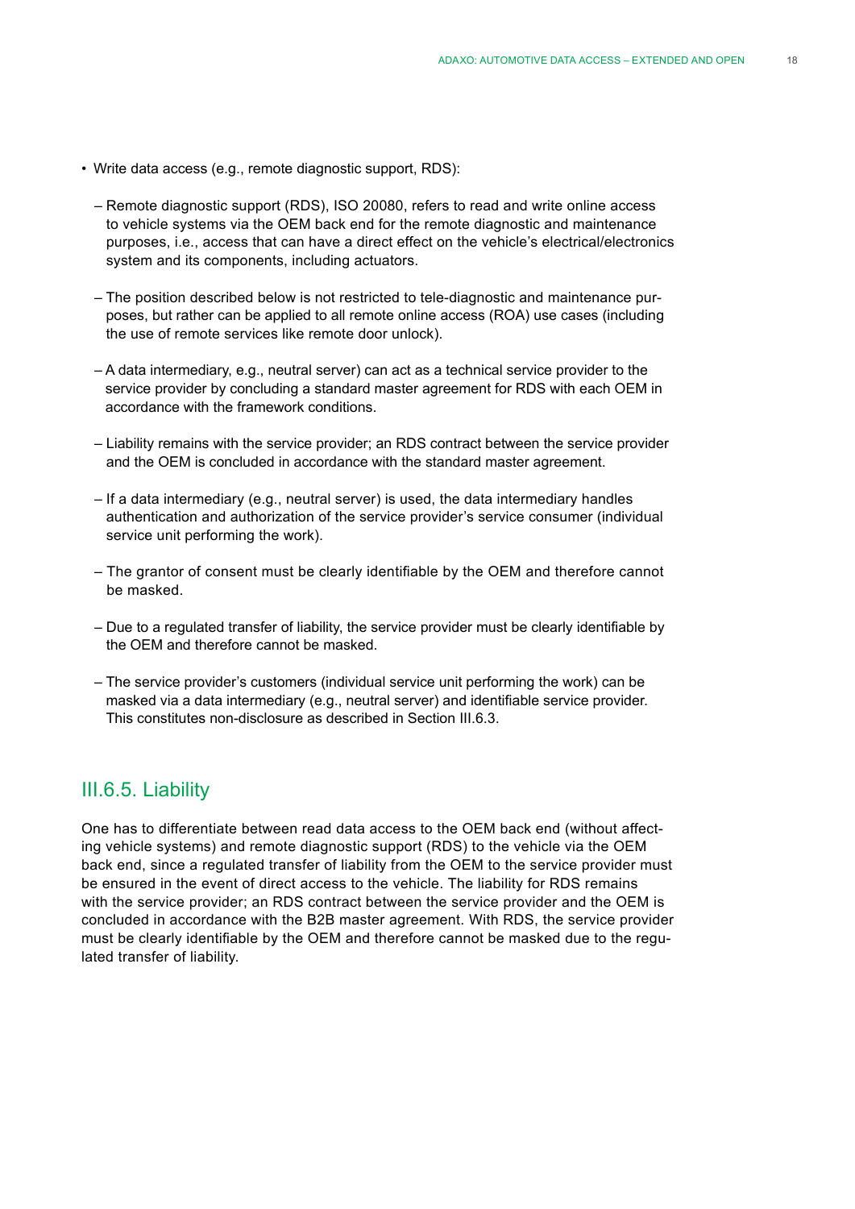- Write data access (e.g., remote diagnostic support, RDS):
  - Remote diagnostic support (RDS), ISO 20080, refers to read and write online access to vehicle systems via the OEM back end for the remote diagnostic and maintenance purposes, i.e., access that can have a direct effect on the vehicle's electrical/electronics system and its components, including actuators.
  - The position described below is not restricted to tele-diagnostic and maintenance purposes, but rather can be applied to all remote online access (ROA) use cases (including the use of remote services like remote door unlock).
  - A data intermediary, e.g., neutral server) can act as a technical service provider to the service provider by concluding a standard master agreement for RDS with each OEM in accordance with the framework conditions.
  - Liability remains with the service provider; an RDS contract between the service provider and the OEM is concluded in accordance with the standard master agreement.
  - If a data intermediary (e.g., neutral server) is used, the data intermediary handles authentication and authorization of the service provider's service consumer (individual service unit performing the work).
  - The grantor of consent must be clearly identifiable by the OEM and therefore cannot be masked.
  - Due to a regulated transfer of liability, the service provider must be clearly identifiable by the OEM and therefore cannot be masked.
  - The service provider's customers (individual service unit performing the work) can be masked via a data intermediary (e.g., neutral server) and identifiable service provider. This constitutes non-disclosure as described in Section III.6.3.

### III.6.5. Liability

One has to differentiate between read data access to the OEM back end (without affecting vehicle systems) and remote diagnostic support (RDS) to the vehicle via the OEM back end, since a regulated transfer of liability from the OEM to the service provider must be ensured in the event of direct access to the vehicle. The liability for RDS remains with the service provider; an RDS contract between the service provider and the OEM is concluded in accordance with the B2B master agreement. With RDS, the service provider must be clearly identifiable by the OEM and therefore cannot be masked due to the regulated transfer of liability.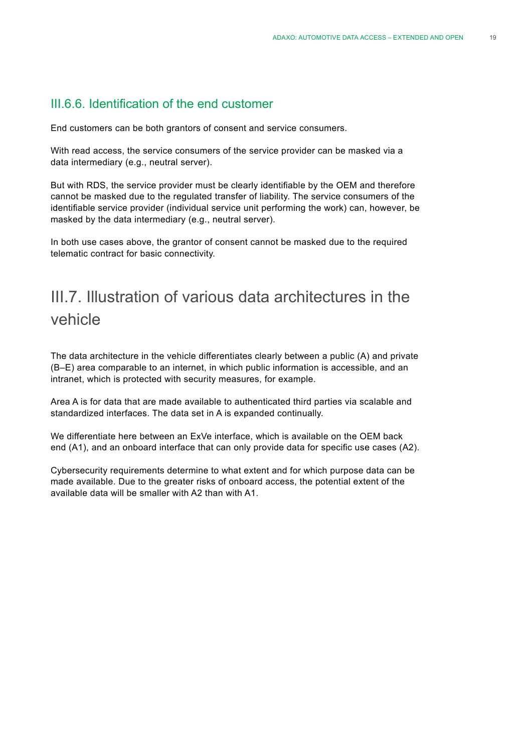### III.6.6. Identification of the end customer

End customers can be both grantors of consent and service consumers.

With read access, the service consumers of the service provider can be masked via a data intermediary (e.g., neutral server).

But with RDS, the service provider must be clearly identifiable by the OEM and therefore cannot be masked due to the regulated transfer of liability. The service consumers of the identifiable service provider (individual service unit performing the work) can, however, be masked by the data intermediary (e.g., neutral server).

In both use cases above, the grantor of consent cannot be masked due to the required telematic contract for basic connectivity.

## III.7. Illustration of various data architectures in the vehicle

The data architecture in the vehicle differentiates clearly between a public (A) and private (B–E) area comparable to an internet, in which public information is accessible, and an intranet, which is protected with security measures, for example.

Area A is for data that are made available to authenticated third parties via scalable and standardized interfaces. The data set in A is expanded continually.

We differentiate here between an ExVe interface, which is available on the OEM back end (A1), and an onboard interface that can only provide data for specific use cases (A2).

Cybersecurity requirements determine to what extent and for which purpose data can be made available. Due to the greater risks of onboard access, the potential extent of the available data will be smaller with A2 than with A1.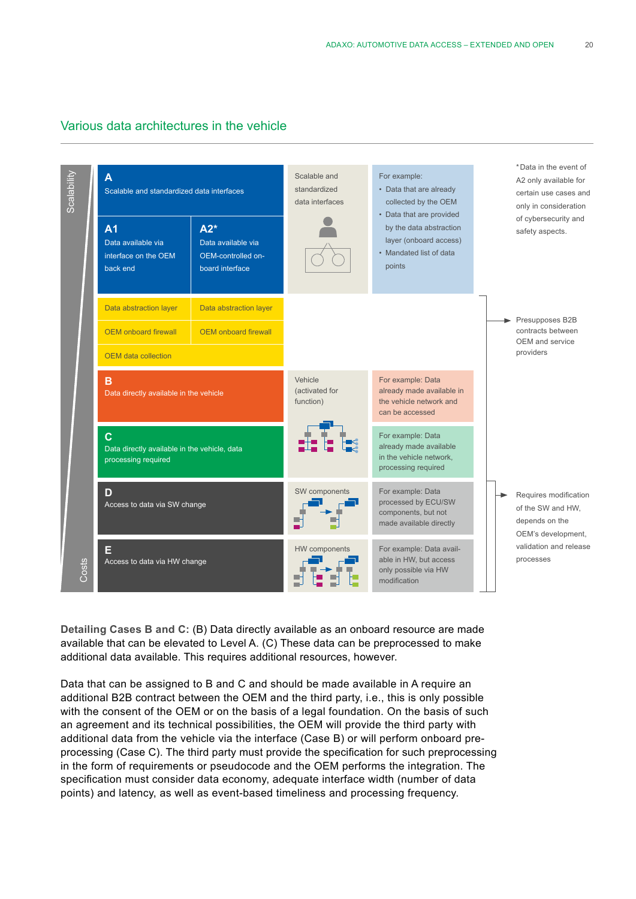## Various data architectures in the vehicle

| Scalability → Costs | | | | |
|---|---|---|---|---|
| **A** Scalable and standardized data interfaces | | Scalable and standardized data interfaces | For example: • Data that are already collected by the OEM • Data that are provided by the data abstraction layer (onboard access) • Mandated list of data points | *Data in the event of A2 only available for certain use cases and only in consideration of cybersecurity and safety aspects. |
| **A1** Data available via interface on the OEM back end | **A2*** Data available via OEM-controlled onboard interface | | | |
| Data abstraction layer | Data abstraction layer | | | Presupposes B2B contracts between OEM and service providers |
| OEM onboard firewall | OEM onboard firewall | | | |
| OEM data collection | | | | |
| **B** Data directly available in the vehicle | | Vehicle (activated for function) | For example: Data already made available in the vehicle network and can be accessed | |
| **C** Data directly available in the vehicle, data processing required | | | For example: Data already made available in the vehicle network, processing required | |
| **D** Access to data via SW change | | SW components | For example: Data processed by ECU/SW components, but not made available directly | Requires modification of the SW and HW, depends on the OEM's development, validation and release processes |
| **E** Access to data via HW change | | HW components | For example: Data available in HW, but access only possible via HW modification | |

**Detailing Cases B and C:** (B) Data directly available as an onboard resource are made available that can be elevated to Level A. (C) These data can be preprocessed to make additional data available. This requires additional resources, however.

Data that can be assigned to B and C and should be made available in A require an additional B2B contract between the OEM and the third party, i.e., this is only possible with the consent of the OEM or on the basis of a legal foundation. On the basis of such an agreement and its technical possibilities, the OEM will provide the third party with additional data from the vehicle via the interface (Case B) or will perform onboard preprocessing (Case C). The third party must provide the specification for such preprocessing in the form of requirements or pseudocode and the OEM performs the integration. The specification must consider data economy, adequate interface width (number of data points) and latency, as well as event-based timeliness and processing frequency.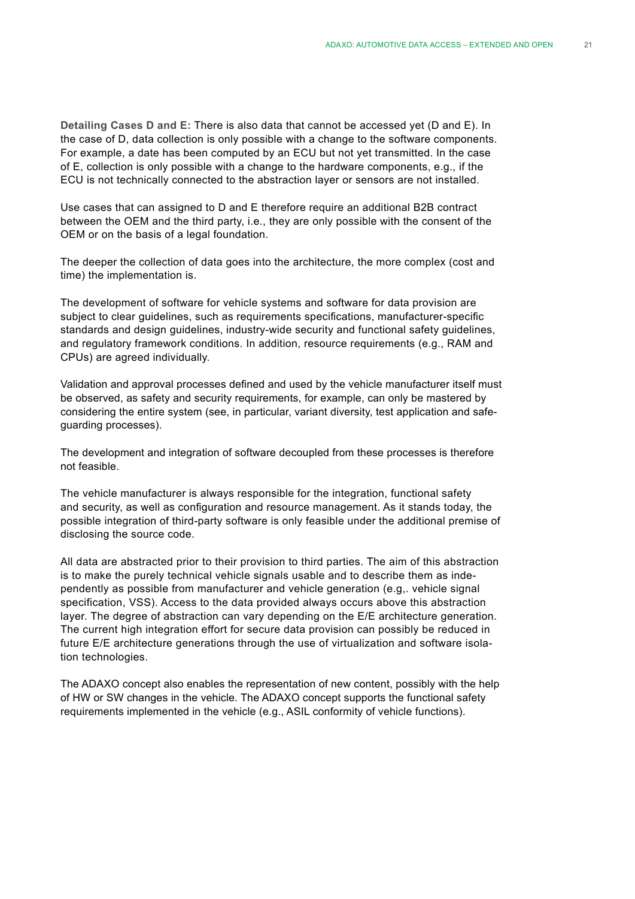**Detailing Cases D and E:** There is also data that cannot be accessed yet (D and E). In the case of D, data collection is only possible with a change to the software components. For example, a date has been computed by an ECU but not yet transmitted. In the case of E, collection is only possible with a change to the hardware components, e.g., if the ECU is not technically connected to the abstraction layer or sensors are not installed.

Use cases that can assigned to D and E therefore require an additional B2B contract between the OEM and the third party, i.e., they are only possible with the consent of the OEM or on the basis of a legal foundation.

The deeper the collection of data goes into the architecture, the more complex (cost and time) the implementation is.

The development of software for vehicle systems and software for data provision are subject to clear guidelines, such as requirements specifications, manufacturer-specific standards and design guidelines, industry-wide security and functional safety guidelines, and regulatory framework conditions. In addition, resource requirements (e.g., RAM and CPUs) are agreed individually.

Validation and approval processes defined and used by the vehicle manufacturer itself must be observed, as safety and security requirements, for example, can only be mastered by considering the entire system (see, in particular, variant diversity, test application and safeguarding processes).

The development and integration of software decoupled from these processes is therefore not feasible.

The vehicle manufacturer is always responsible for the integration, functional safety and security, as well as configuration and resource management. As it stands today, the possible integration of third-party software is only feasible under the additional premise of disclosing the source code.

All data are abstracted prior to their provision to third parties. The aim of this abstraction is to make the purely technical vehicle signals usable and to describe them as independently as possible from manufacturer and vehicle generation (e.g,. vehicle signal specification, VSS). Access to the data provided always occurs above this abstraction layer. The degree of abstraction can vary depending on the E/E architecture generation. The current high integration effort for secure data provision can possibly be reduced in future E/E architecture generations through the use of virtualization and software isolation technologies.

The ADAXO concept also enables the representation of new content, possibly with the help of HW or SW changes in the vehicle. The ADAXO concept supports the functional safety requirements implemented in the vehicle (e.g., ASIL conformity of vehicle functions).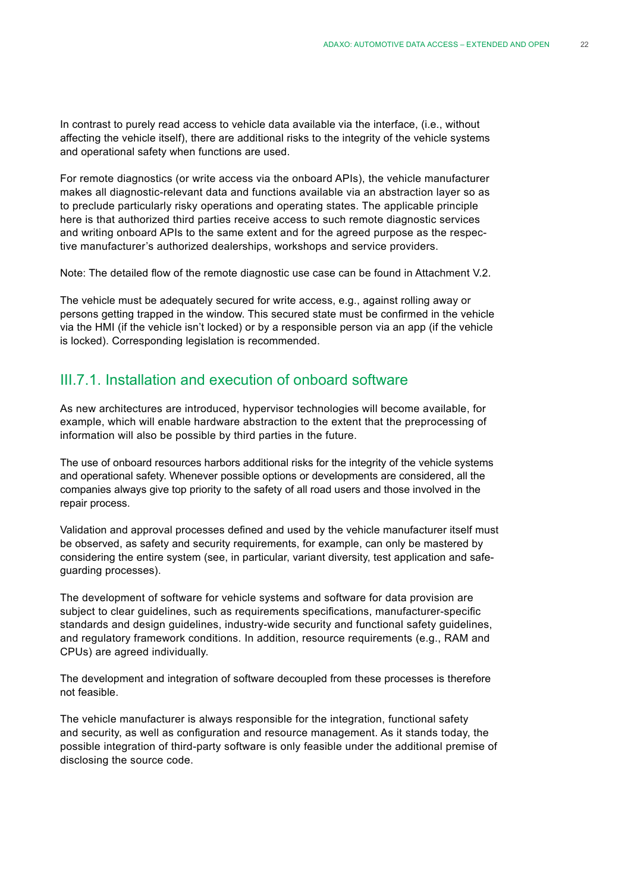In contrast to purely read access to vehicle data available via the interface, (i.e., without affecting the vehicle itself), there are additional risks to the integrity of the vehicle systems and operational safety when functions are used.

For remote diagnostics (or write access via the onboard APIs), the vehicle manufacturer makes all diagnostic-relevant data and functions available via an abstraction layer so as to preclude particularly risky operations and operating states. The applicable principle here is that authorized third parties receive access to such remote diagnostic services and writing onboard APIs to the same extent and for the agreed purpose as the respective manufacturer's authorized dealerships, workshops and service providers.

Note: The detailed flow of the remote diagnostic use case can be found in Attachment V.2.

The vehicle must be adequately secured for write access, e.g., against rolling away or persons getting trapped in the window. This secured state must be confirmed in the vehicle via the HMI (if the vehicle isn't locked) or by a responsible person via an app (if the vehicle is locked). Corresponding legislation is recommended.

### III.7.1. Installation and execution of onboard software

As new architectures are introduced, hypervisor technologies will become available, for example, which will enable hardware abstraction to the extent that the preprocessing of information will also be possible by third parties in the future.

The use of onboard resources harbors additional risks for the integrity of the vehicle systems and operational safety. Whenever possible options or developments are considered, all the companies always give top priority to the safety of all road users and those involved in the repair process.

Validation and approval processes defined and used by the vehicle manufacturer itself must be observed, as safety and security requirements, for example, can only be mastered by considering the entire system (see, in particular, variant diversity, test application and safeguarding processes).

The development of software for vehicle systems and software for data provision are subject to clear guidelines, such as requirements specifications, manufacturer-specific standards and design guidelines, industry-wide security and functional safety guidelines, and regulatory framework conditions. In addition, resource requirements (e.g., RAM and CPUs) are agreed individually.

The development and integration of software decoupled from these processes is therefore not feasible.

The vehicle manufacturer is always responsible for the integration, functional safety and security, as well as configuration and resource management. As it stands today, the possible integration of third-party software is only feasible under the additional premise of disclosing the source code.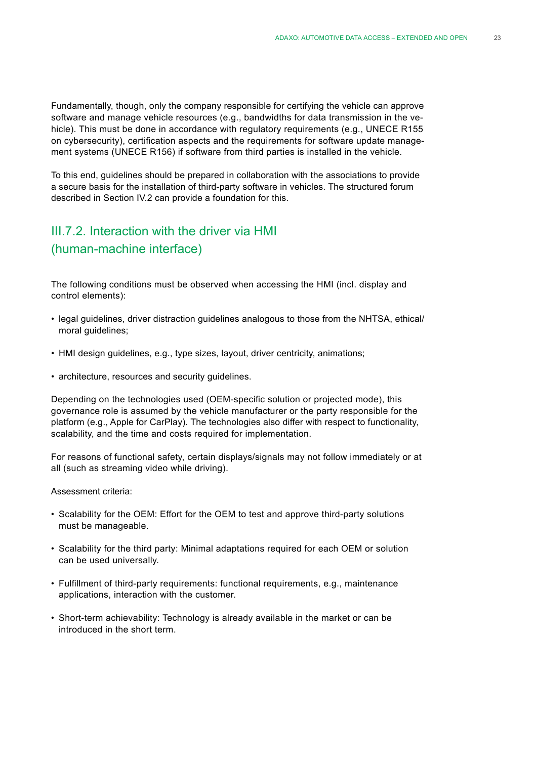Fundamentally, though, only the company responsible for certifying the vehicle can approve software and manage vehicle resources (e.g., bandwidths for data transmission in the vehicle). This must be done in accordance with regulatory requirements (e.g., UNECE R155 on cybersecurity), certification aspects and the requirements for software update management systems (UNECE R156) if software from third parties is installed in the vehicle.

To this end, guidelines should be prepared in collaboration with the associations to provide a secure basis for the installation of third-party software in vehicles. The structured forum described in Section IV.2 can provide a foundation for this.

### III.7.2. Interaction with the driver via HMI (human-machine interface)

The following conditions must be observed when accessing the HMI (incl. display and control elements):

- legal guidelines, driver distraction guidelines analogous to those from the NHTSA, ethical/moral guidelines;
- HMI design guidelines, e.g., type sizes, layout, driver centricity, animations;
- architecture, resources and security guidelines.

Depending on the technologies used (OEM-specific solution or projected mode), this governance role is assumed by the vehicle manufacturer or the party responsible for the platform (e.g., Apple for CarPlay). The technologies also differ with respect to functionality, scalability, and the time and costs required for implementation.

For reasons of functional safety, certain displays/signals may not follow immediately or at all (such as streaming video while driving).

Assessment criteria:

- Scalability for the OEM: Effort for the OEM to test and approve third-party solutions must be manageable.
- Scalability for the third party: Minimal adaptations required for each OEM or solution can be used universally.
- Fulfillment of third-party requirements: functional requirements, e.g., maintenance applications, interaction with the customer.
- Short-term achievability: Technology is already available in the market or can be introduced in the short term.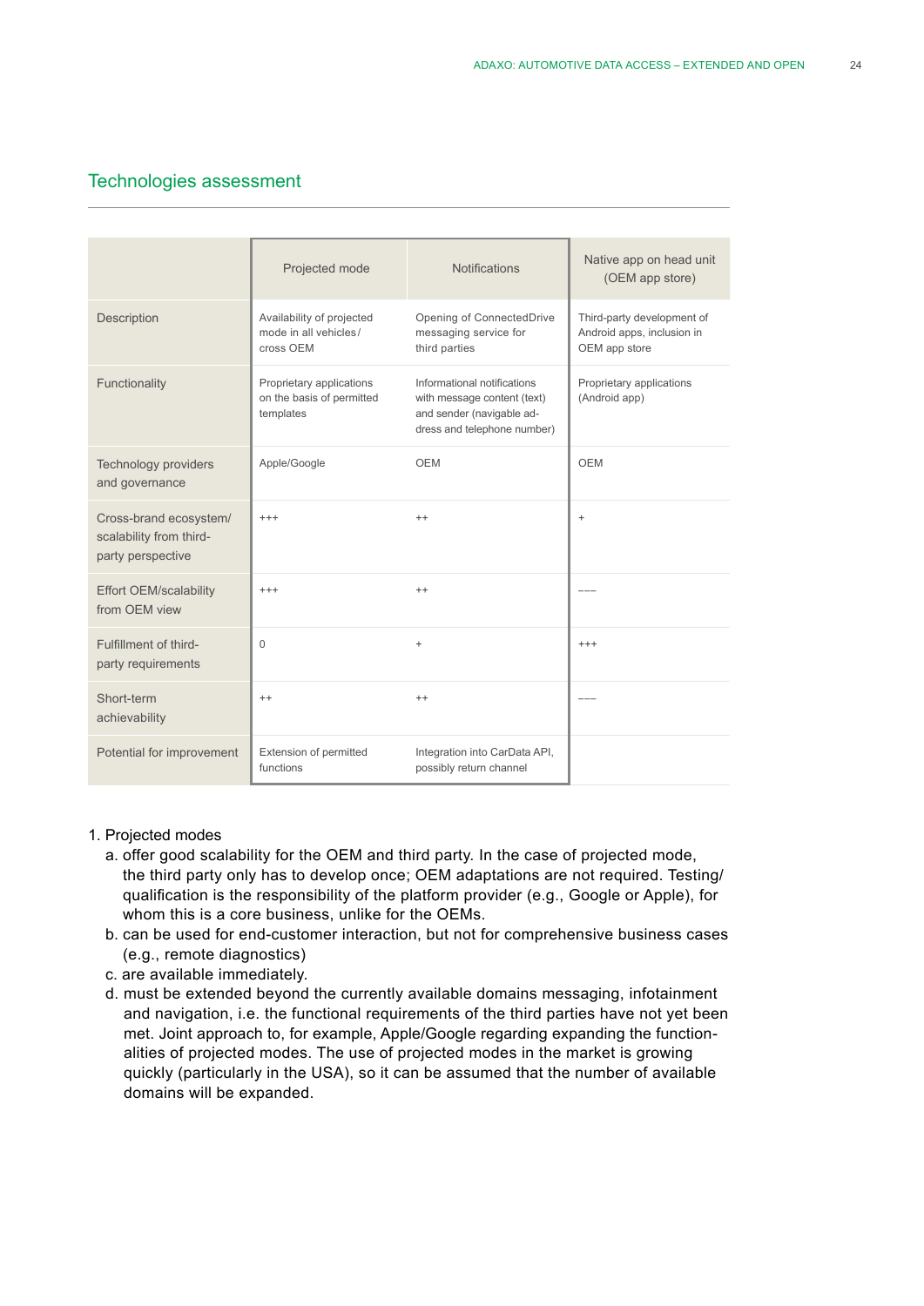## Technologies assessment

| | Projected mode | Notifications | Native app on head unit (OEM app store) |
|---|---|---|---|
| Description | Availability of projected mode in all vehicles/ cross OEM | Opening of ConnectedDrive messaging service for third parties | Third-party development of Android apps, inclusion in OEM app store |
| Functionality | Proprietary applications on the basis of permitted templates | Informational notifications with message content (text) and sender (navigable address and telephone number) | Proprietary applications (Android app) |
| Technology providers and governance | Apple/Google | OEM | OEM |
| Cross-brand ecosystem/ scalability from third-party perspective | +++ | ++ | + |
| Effort OEM/scalability from OEM view | +++ | ++ | ––– |
| Fulfillment of third-party requirements | 0 | + | +++ |
| Short-term achievability | ++ | ++ | ––– |
| Potential for improvement | Extension of permitted functions | Integration into CarData API, possibly return channel | |

1. Projected modes
   a. offer good scalability for the OEM and third party. In the case of projected mode, the third party only has to develop once; OEM adaptations are not required. Testing/ qualification is the responsibility of the platform provider (e.g., Google or Apple), for whom this is a core business, unlike for the OEMs.
   b. can be used for end-customer interaction, but not for comprehensive business cases (e.g., remote diagnostics)
   c. are available immediately.
   d. must be extended beyond the currently available domains messaging, infotainment and navigation, i.e. the functional requirements of the third parties have not yet been met. Joint approach to, for example, Apple/Google regarding expanding the functionalities of projected modes. The use of projected modes in the market is growing quickly (particularly in the USA), so it can be assumed that the number of available domains will be expanded.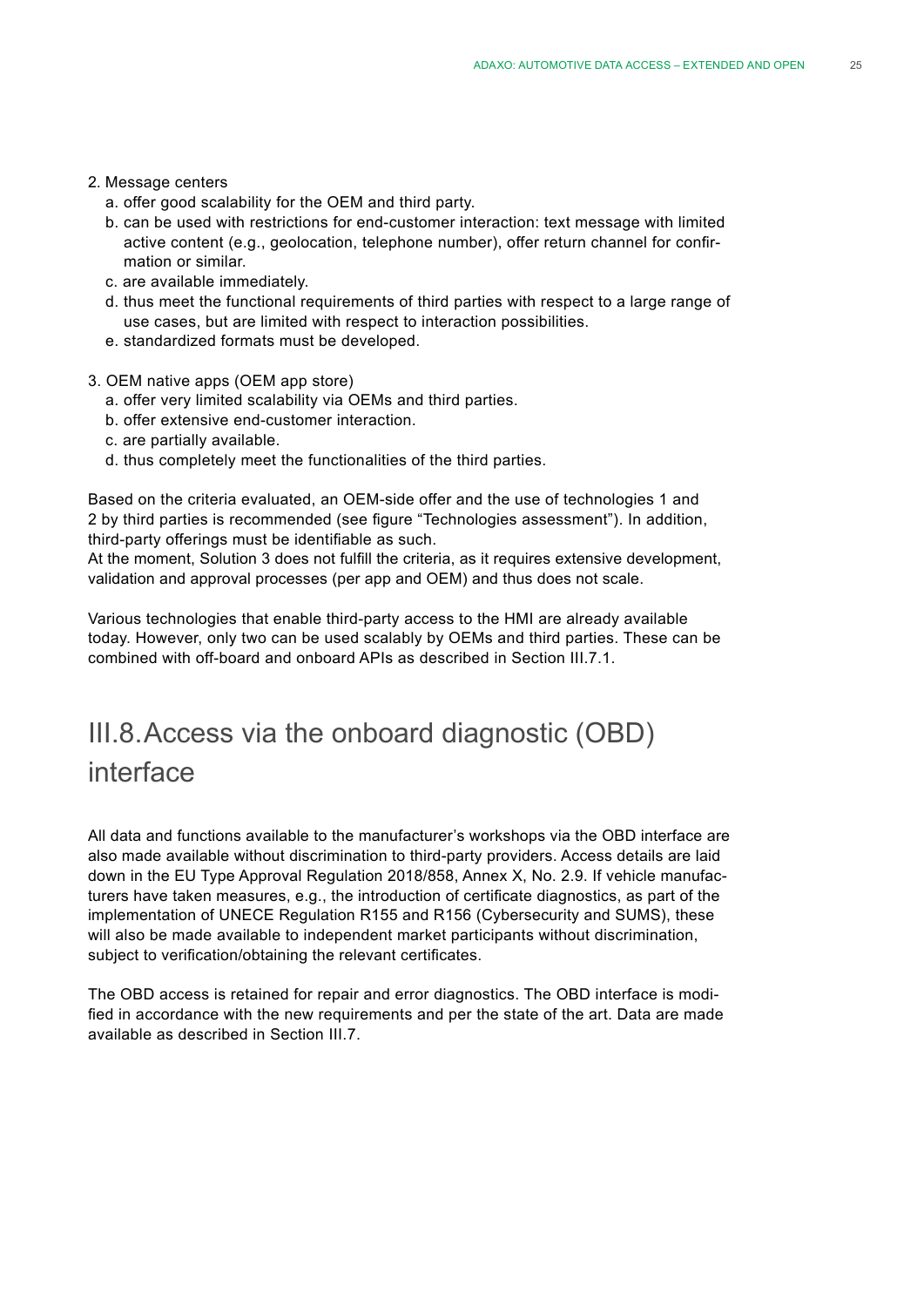2. Message centers
   a. offer good scalability for the OEM and third party.
   b. can be used with restrictions for end-customer interaction: text message with limited active content (e.g., geolocation, telephone number), offer return channel for confirmation or similar.
   c. are available immediately.
   d. thus meet the functional requirements of third parties with respect to a large range of use cases, but are limited with respect to interaction possibilities.
   e. standardized formats must be developed.

3. OEM native apps (OEM app store)
   a. offer very limited scalability via OEMs and third parties.
   b. offer extensive end-customer interaction.
   c. are partially available.
   d. thus completely meet the functionalities of the third parties.

Based on the criteria evaluated, an OEM-side offer and the use of technologies 1 and 2 by third parties is recommended (see figure "Technologies assessment"). In addition, third-party offerings must be identifiable as such.
At the moment, Solution 3 does not fulfill the criteria, as it requires extensive development, validation and approval processes (per app and OEM) and thus does not scale.

Various technologies that enable third-party access to the HMI are already available today. However, only two can be used scalably by OEMs and third parties. These can be combined with off-board and onboard APIs as described in Section III.7.1.

## III.8. Access via the onboard diagnostic (OBD) interface

All data and functions available to the manufacturer's workshops via the OBD interface are also made available without discrimination to third-party providers. Access details are laid down in the EU Type Approval Regulation 2018/858, Annex X, No. 2.9. If vehicle manufacturers have taken measures, e.g., the introduction of certificate diagnostics, as part of the implementation of UNECE Regulation R155 and R156 (Cybersecurity and SUMS), these will also be made available to independent market participants without discrimination, subject to verification/obtaining the relevant certificates.

The OBD access is retained for repair and error diagnostics. The OBD interface is modified in accordance with the new requirements and per the state of the art. Data are made available as described in Section III.7.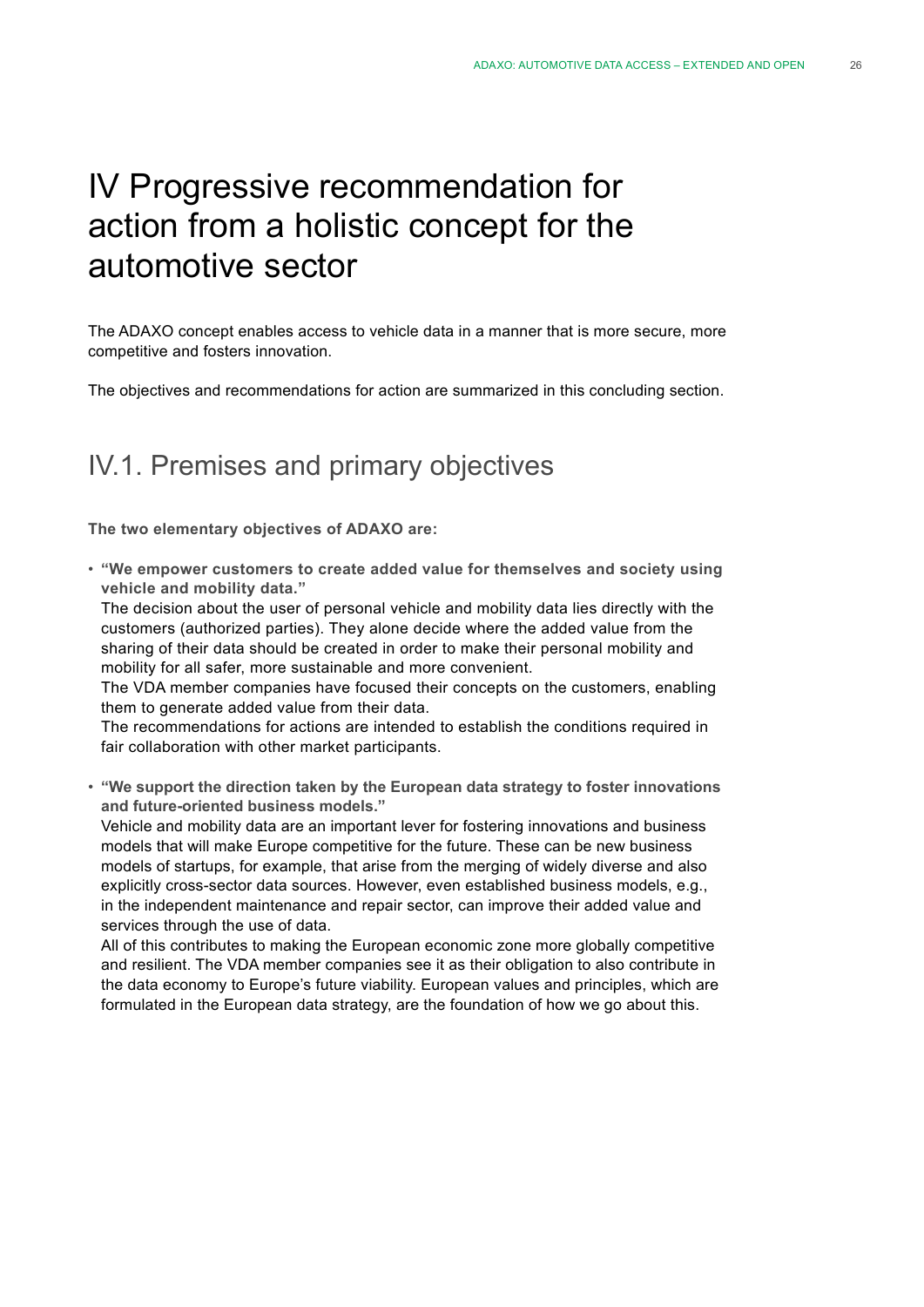# IV Progressive recommendation for action from a holistic concept for the automotive sector

The ADAXO concept enables access to vehicle data in a manner that is more secure, more competitive and fosters innovation.

The objectives and recommendations for action are summarized in this concluding section.

## IV.1. Premises and primary objectives

**The two elementary objectives of ADAXO are:**

- **"We empower customers to create added value for themselves and society using vehicle and mobility data."**
  The decision about the user of personal vehicle and mobility data lies directly with the customers (authorized parties). They alone decide where the added value from the sharing of their data should be created in order to make their personal mobility and mobility for all safer, more sustainable and more convenient.
  The VDA member companies have focused their concepts on the customers, enabling them to generate added value from their data.
  The recommendations for actions are intended to establish the conditions required in fair collaboration with other market participants.

- **"We support the direction taken by the European data strategy to foster innovations and future-oriented business models."**
  Vehicle and mobility data are an important lever for fostering innovations and business models that will make Europe competitive for the future. These can be new business models of startups, for example, that arise from the merging of widely diverse and also explicitly cross-sector data sources. However, even established business models, e.g., in the independent maintenance and repair sector, can improve their added value and services through the use of data.
  All of this contributes to making the European economic zone more globally competitive and resilient. The VDA member companies see it as their obligation to also contribute in the data economy to Europe's future viability. European values and principles, which are formulated in the European data strategy, are the foundation of how we go about this.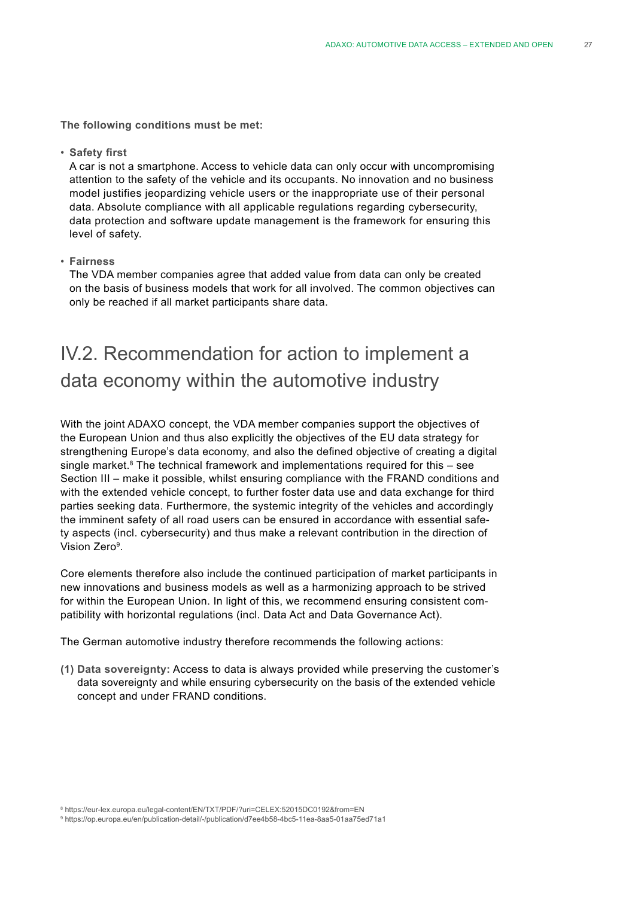**The following conditions must be met:**

- **Safety first**
  A car is not a smartphone. Access to vehicle data can only occur with uncompromising attention to the safety of the vehicle and its occupants. No innovation and no business model justifies jeopardizing vehicle users or the inappropriate use of their personal data. Absolute compliance with all applicable regulations regarding cybersecurity, data protection and software update management is the framework for ensuring this level of safety.

- **Fairness**
  The VDA member companies agree that added value from data can only be created on the basis of business models that work for all involved. The common objectives can only be reached if all market participants share data.

## IV.2. Recommendation for action to implement a data economy within the automotive industry

With the joint ADAXO concept, the VDA member companies support the objectives of the European Union and thus also explicitly the objectives of the EU data strategy for strengthening Europe's data economy, and also the defined objective of creating a digital single market.[8] The technical framework and implementations required for this – see Section III – make it possible, whilst ensuring compliance with the FRAND conditions and with the extended vehicle concept, to further foster data use and data exchange for third parties seeking data. Furthermore, the systemic integrity of the vehicles and accordingly the imminent safety of all road users can be ensured in accordance with essential safety aspects (incl. cybersecurity) and thus make a relevant contribution in the direction of Vision Zero[9].

Core elements therefore also include the continued participation of market participants in new innovations and business models as well as a harmonizing approach to be strived for within the European Union. In light of this, we recommend ensuring consistent compatibility with horizontal regulations (incl. Data Act and Data Governance Act).

The German automotive industry therefore recommends the following actions:

**(1) Data sovereignty:** Access to data is always provided while preserving the customer's data sovereignty and while ensuring cybersecurity on the basis of the extended vehicle concept and under FRAND conditions.

[8] https://eur-lex.europa.eu/legal-content/EN/TXT/PDF/?uri=CELEX:52015DC0192&from=EN

[9] https://op.europa.eu/en/publication-detail/-/publication/d7ee4b58-4bc5-11ea-8aa5-01aa75ed71a1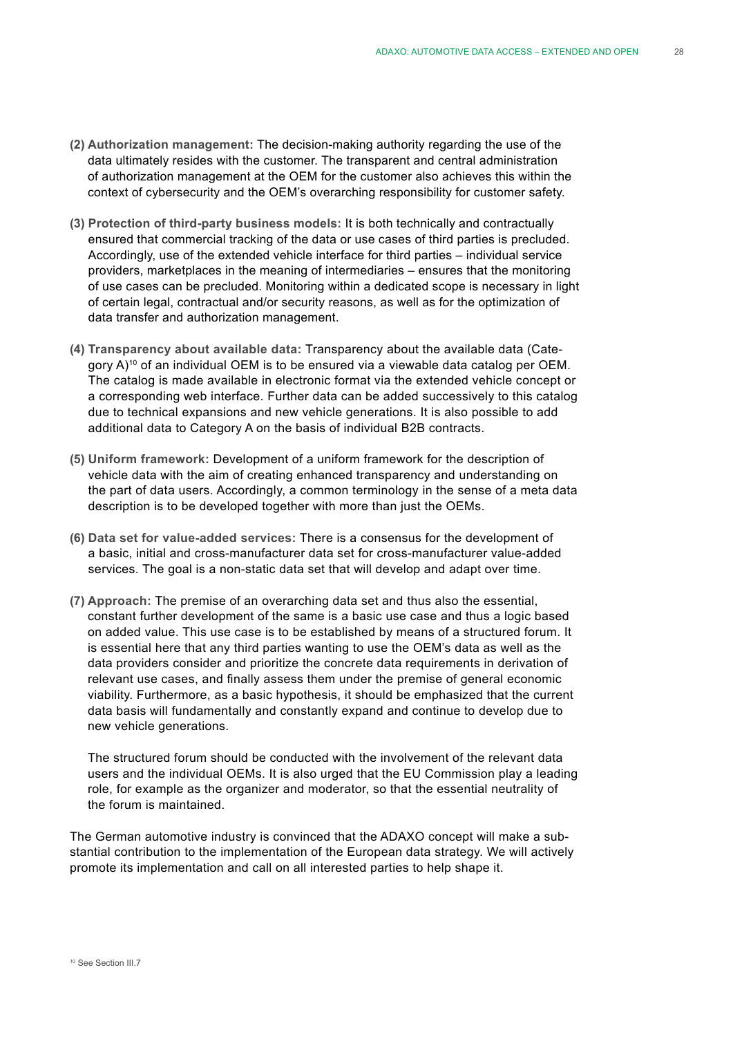**(2) Authorization management:** The decision-making authority regarding the use of the data ultimately resides with the customer. The transparent and central administration of authorization management at the OEM for the customer also achieves this within the context of cybersecurity and the OEM's overarching responsibility for customer safety.

**(3) Protection of third-party business models:** It is both technically and contractually ensured that commercial tracking of the data or use cases of third parties is precluded. Accordingly, use of the extended vehicle interface for third parties – individual service providers, marketplaces in the meaning of intermediaries – ensures that the monitoring of use cases can be precluded. Monitoring within a dedicated scope is necessary in light of certain legal, contractual and/or security reasons, as well as for the optimization of data transfer and authorization management.

**(4) Transparency about available data:** Transparency about the available data (Category A)[10] of an individual OEM is to be ensured via a viewable data catalog per OEM. The catalog is made available in electronic format via the extended vehicle concept or a corresponding web interface. Further data can be added successively to this catalog due to technical expansions and new vehicle generations. It is also possible to add additional data to Category A on the basis of individual B2B contracts.

**(5) Uniform framework:** Development of a uniform framework for the description of vehicle data with the aim of creating enhanced transparency and understanding on the part of data users. Accordingly, a common terminology in the sense of a meta data description is to be developed together with more than just the OEMs.

**(6) Data set for value-added services:** There is a consensus for the development of a basic, initial and cross-manufacturer data set for cross-manufacturer value-added services. The goal is a non-static data set that will develop and adapt over time.

**(7) Approach:** The premise of an overarching data set and thus also the essential, constant further development of the same is a basic use case and thus a logic based on added value. This use case is to be established by means of a structured forum. It is essential here that any third parties wanting to use the OEM's data as well as the data providers consider and prioritize the concrete data requirements in derivation of relevant use cases, and finally assess them under the premise of general economic viability. Furthermore, as a basic hypothesis, it should be emphasized that the current data basis will fundamentally and constantly expand and continue to develop due to new vehicle generations.

The structured forum should be conducted with the involvement of the relevant data users and the individual OEMs. It is also urged that the EU Commission play a leading role, for example as the organizer and moderator, so that the essential neutrality of the forum is maintained.

The German automotive industry is convinced that the ADAXO concept will make a substantial contribution to the implementation of the European data strategy. We will actively promote its implementation and call on all interested parties to help shape it.

[10] See Section III.7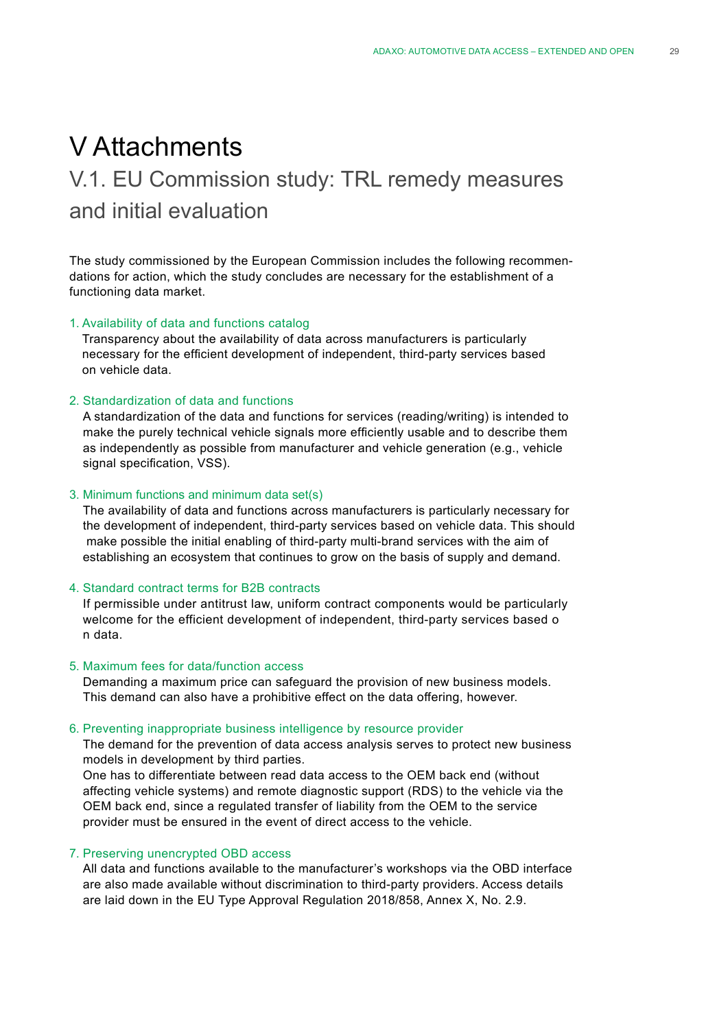# V Attachments

## V.1. EU Commission study: TRL remedy measures and initial evaluation

The study commissioned by the European Commission includes the following recommendations for action, which the study concludes are necessary for the establishment of a functioning data market.

1. Availability of data and functions catalog
   Transparency about the availability of data across manufacturers is particularly necessary for the efficient development of independent, third-party services based on vehicle data.

2. Standardization of data and functions
   A standardization of the data and functions for services (reading/writing) is intended to make the purely technical vehicle signals more efficiently usable and to describe them as independently as possible from manufacturer and vehicle generation (e.g., vehicle signal specification, VSS).

3. Minimum functions and minimum data set(s)
   The availability of data and functions across manufacturers is particularly necessary for the development of independent, third-party services based on vehicle data. This should make possible the initial enabling of third-party multi-brand services with the aim of establishing an ecosystem that continues to grow on the basis of supply and demand.

4. Standard contract terms for B2B contracts
   If permissible under antitrust law, uniform contract components would be particularly welcome for the efficient development of independent, third-party services based o n data.

5. Maximum fees for data/function access
   Demanding a maximum price can safeguard the provision of new business models. This demand can also have a prohibitive effect on the data offering, however.

6. Preventing inappropriate business intelligence by resource provider
   The demand for the prevention of data access analysis serves to protect new business models in development by third parties.
   One has to differentiate between read data access to the OEM back end (without affecting vehicle systems) and remote diagnostic support (RDS) to the vehicle via the OEM back end, since a regulated transfer of liability from the OEM to the service provider must be ensured in the event of direct access to the vehicle.

7. Preserving unencrypted OBD access
   All data and functions available to the manufacturer's workshops via the OBD interface are also made available without discrimination to third-party providers. Access details are laid down in the EU Type Approval Regulation 2018/858, Annex X, No. 2.9.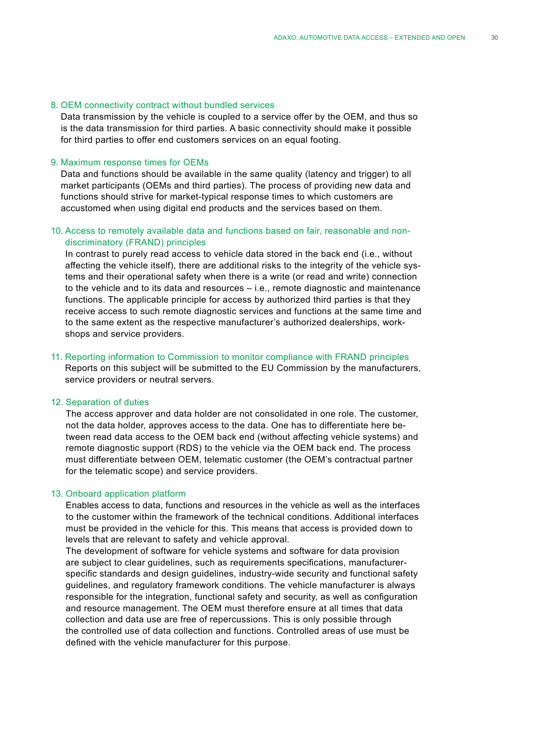8. OEM connectivity contract without bundled services
   Data transmission by the vehicle is coupled to a service offer by the OEM, and thus so is the data transmission for third parties. A basic connectivity should make it possible for third parties to offer end customers services on an equal footing.

9. Maximum response times for OEMs
   Data and functions should be available in the same quality (latency and trigger) to all market participants (OEMs and third parties). The process of providing new data and functions should strive for market-typical response times to which customers are accustomed when using digital end products and the services based on them.

10. Access to remotely available data and functions based on fair, reasonable and non-discriminatory (FRAND) principles
    In contrast to purely read access to vehicle data stored in the back end (i.e., without affecting the vehicle itself), there are additional risks to the integrity of the vehicle systems and their operational safety when there is a write (or read and write) connection to the vehicle and to its data and resources – i.e., remote diagnostic and maintenance functions. The applicable principle for access by authorized third parties is that they receive access to such remote diagnostic services and functions at the same time and to the same extent as the respective manufacturer's authorized dealerships, workshops and service providers.

11. Reporting information to Commission to monitor compliance with FRAND principles
    Reports on this subject will be submitted to the EU Commission by the manufacturers, service providers or neutral servers.

12. Separation of duties
    The access approver and data holder are not consolidated in one role. The customer, not the data holder, approves access to the data. One has to differentiate here between read data access to the OEM back end (without affecting vehicle systems) and remote diagnostic support (RDS) to the vehicle via the OEM back end. The process must differentiate between OEM, telematic customer (the OEM's contractual partner for the telematic scope) and service providers.

13. Onboard application platform
    Enables access to data, functions and resources in the vehicle as well as the interfaces to the customer within the framework of the technical conditions. Additional interfaces must be provided in the vehicle for this. This means that access is provided down to levels that are relevant to safety and vehicle approval.
    The development of software for vehicle systems and software for data provision are subject to clear guidelines, such as requirements specifications, manufacturer-specific standards and design guidelines, industry-wide security and functional safety guidelines, and regulatory framework conditions. The vehicle manufacturer is always responsible for the integration, functional safety and security, as well as configuration and resource management. The OEM must therefore ensure at all times that data collection and data use are free of repercussions. This is only possible through the controlled use of data collection and functions. Controlled areas of use must be defined with the vehicle manufacturer for this purpose.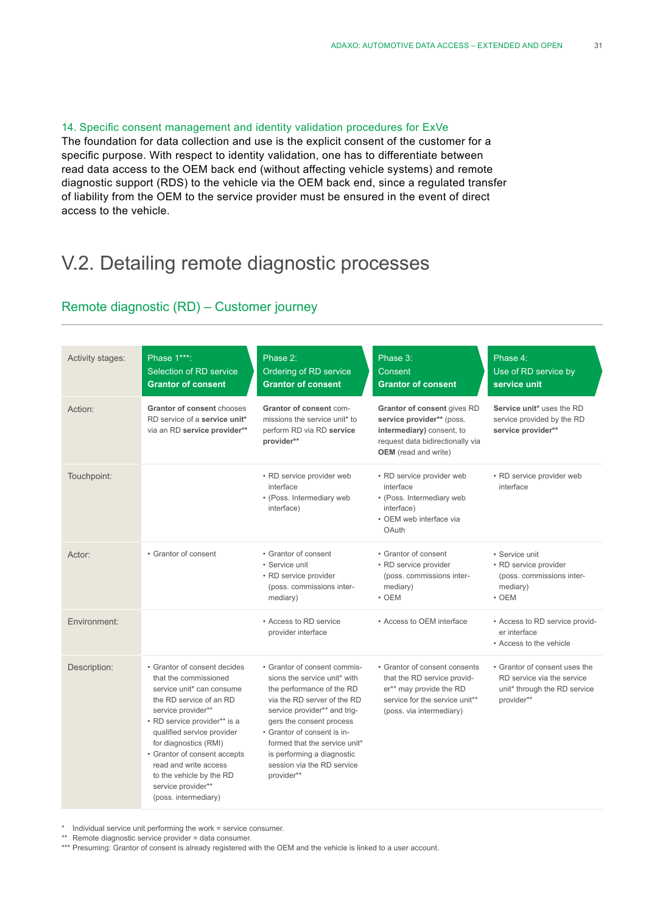### 14. Specific consent management and identity validation procedures for ExVe

The foundation for data collection and use is the explicit consent of the customer for a specific purpose. With respect to identity validation, one has to differentiate between read data access to the OEM back end (without affecting vehicle systems) and remote diagnostic support (RDS) to the vehicle via the OEM back end, since a regulated transfer of liability from the OEM to the service provider must be ensured in the event of direct access to the vehicle.

# V.2. Detailing remote diagnostic processes

## Remote diagnostic (RD) – Customer journey

| Activity stages: | Phase 1***: Selection of RD service **Grantor of consent** | Phase 2: Ordering of RD service **Grantor of consent** | Phase 3: Consent **Grantor of consent** | Phase 4: Use of RD service by **service unit** |
|---|---|---|---|---|
| Action: | **Grantor of consent** chooses RD service of a **service unit*** via an RD **service provider**** | **Grantor of consent** commissions the service unit* to perform RD via RD **service provider**** | **Grantor of consent** gives RD **service provider**** (poss. **intermediary)** consent, to request data bidirectionally via **OEM** (read and write) | **Service unit*** uses the RD service provided by the RD **service provider**** |
| Touchpoint: | | • RD service provider web interface<br>• (Poss. Intermediary web interface) | • RD service provider web interface<br>• (Poss. Intermediary web interface)<br>• OEM web interface via OAuth | • RD service provider web interface |
| Actor: | • Grantor of consent | • Grantor of consent<br>• Service unit<br>• RD service provider (poss. commissions intermediary) | • Grantor of consent<br>• RD service provider (poss. commissions intermediary)<br>• OEM | • Service unit<br>• RD service provider (poss. commissions intermediary)<br>• OEM |
| Environment: | | • Access to RD service provider interface | • Access to OEM interface | • Access to RD service provider interface<br>• Access to the vehicle |
| Description: | • Grantor of consent decides that the commissioned service unit* can consume the RD service of an RD service provider**<br>• RD service provider** is a qualified service provider for diagnostics (RMI)<br>• Grantor of consent accepts read and write access to the vehicle by the RD service provider** (poss. intermediary) | • Grantor of consent commissions the service unit* with the performance of the RD via the RD server of the RD service provider** and triggers the consent process<br>• Grantor of consent is informed that the service unit* is performing a diagnostic session via the RD service provider** | • Grantor of consent consents that the RD service provider** may provide the RD service for the service unit** (poss. via intermediary) | • Grantor of consent uses the RD service via the service unit* through the RD service provider** |

\* Individual service unit performing the work = service consumer.
** Remote diagnostic service provider = data consumer.
*** Presuming: Grantor of consent is already registered with the OEM and the vehicle is linked to a user account.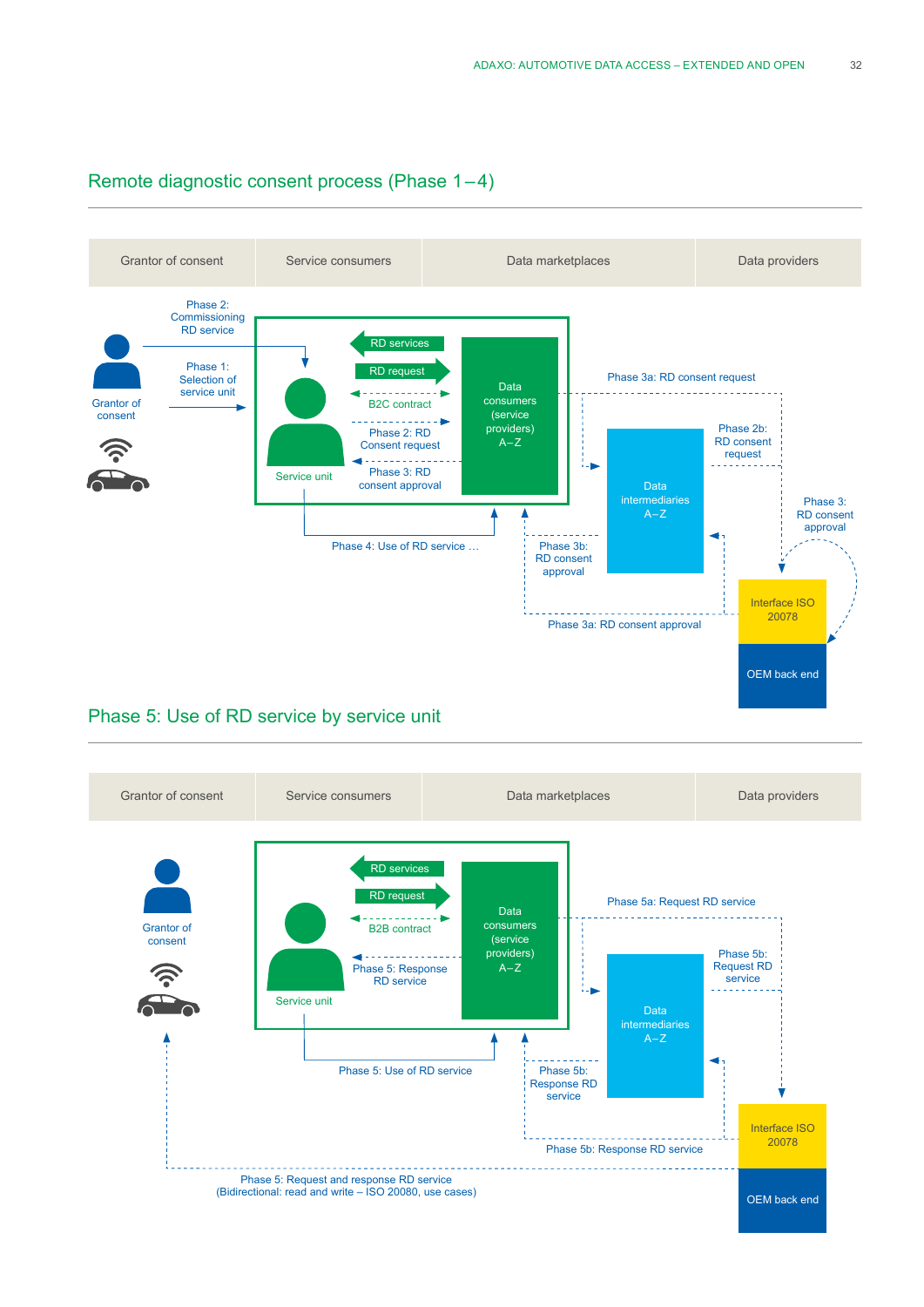## Remote diagnostic consent process (Phase 1 – 4)

| Grantor of consent | Service consumers | Data marketplaces | Data providers |
|---|---|---|---|

Grantor of consent

Phase 2: Commissioning RD service

Phase 1: Selection of service unit

Service unit

RD services

RD request

B2C contract

Phase 2: RD Consent request

Phase 3: RD consent approval

Data consumers (service providers) A – Z

Phase 4: Use of RD service …

Phase 3a: RD consent request

Data intermediaries A – Z

Phase 2b: RD consent request

Phase 3: RD consent approval

Phase 3b: RD consent approval

Phase 3a: RD consent approval

Interface ISO 20078

OEM back end

## Phase 5: Use of RD service by service unit

| Grantor of consent | Service consumers | Data marketplaces | Data providers |
|---|---|---|---|

Grantor of consent

Service unit

RD services

RD request

B2B contract

Phase 5: Response RD service

Data consumers (service providers) A – Z

Phase 5: Use of RD service

Phase 5a: Request RD service

Data intermediaries A – Z

Phase 5b: Request RD service

Phase 5b: Response RD service

Phase 5b: Response RD service

Interface ISO 20078

OEM back end

Phase 5: Request and response RD service (Bidirectional: read and write – ISO 20080, use cases)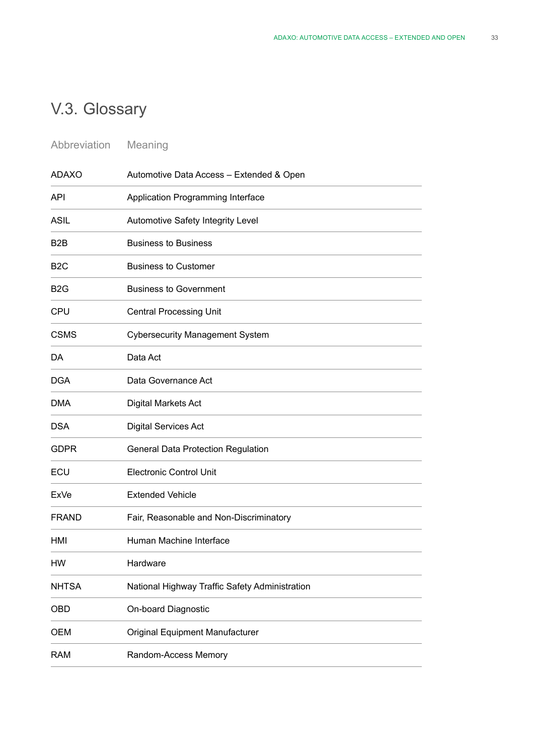## V.3. Glossary

| Abbreviation | Meaning |
|---|---|
| ADAXO | Automotive Data Access – Extended & Open |
| API | Application Programming Interface |
| ASIL | Automotive Safety Integrity Level |
| B2B | Business to Business |
| B2C | Business to Customer |
| B2G | Business to Government |
| CPU | Central Processing Unit |
| CSMS | Cybersecurity Management System |
| DA | Data Act |
| DGA | Data Governance Act |
| DMA | Digital Markets Act |
| DSA | Digital Services Act |
| GDPR | General Data Protection Regulation |
| ECU | Electronic Control Unit |
| ExVe | Extended Vehicle |
| FRAND | Fair, Reasonable and Non-Discriminatory |
| HMI | Human Machine Interface |
| HW | Hardware |
| NHTSA | National Highway Traffic Safety Administration |
| OBD | On-board Diagnostic |
| OEM | Original Equipment Manufacturer |
| RAM | Random-Access Memory |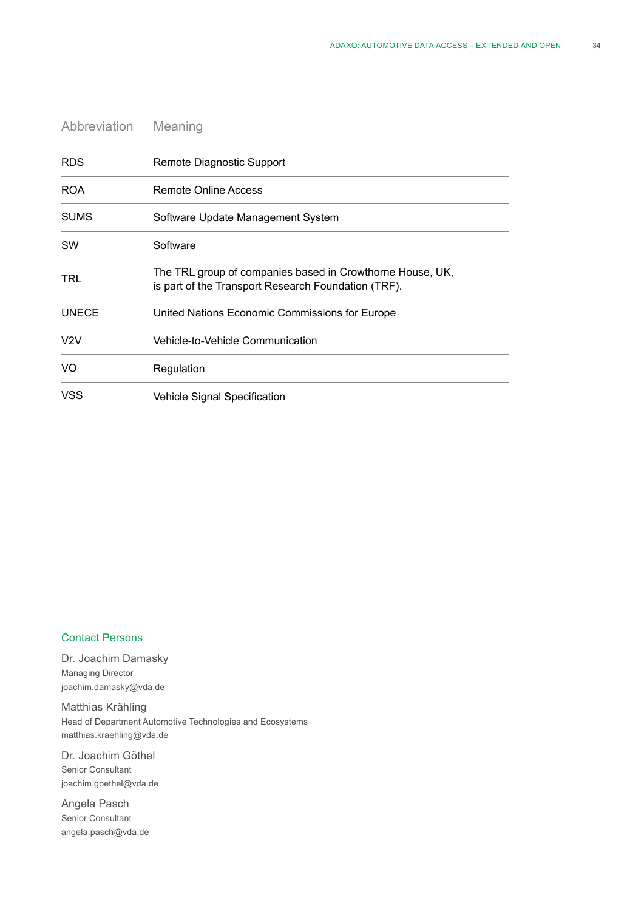| Abbreviation | Meaning |
|---|---|
| RDS | Remote Diagnostic Support |
| ROA | Remote Online Access |
| SUMS | Software Update Management System |
| SW | Software |
| TRL | The TRL group of companies based in Crowthorne House, UK, is part of the Transport Research Foundation (TRF). |
| UNECE | United Nations Economic Commissions for Europe |
| V2V | Vehicle-to-Vehicle Communication |
| VO | Regulation |
| VSS | Vehicle Signal Specification |

## Contact Persons

Dr. Joachim Damasky
Managing Director
joachim.damasky@vda.de

Matthias Krähling
Head of Department Automotive Technologies and Ecosystems
matthias.kraehling@vda.de

Dr. Joachim Göthel
Senior Consultant
joachim.goethel@vda.de

Angela Pasch
Senior Consultant
angela.pasch@vda.de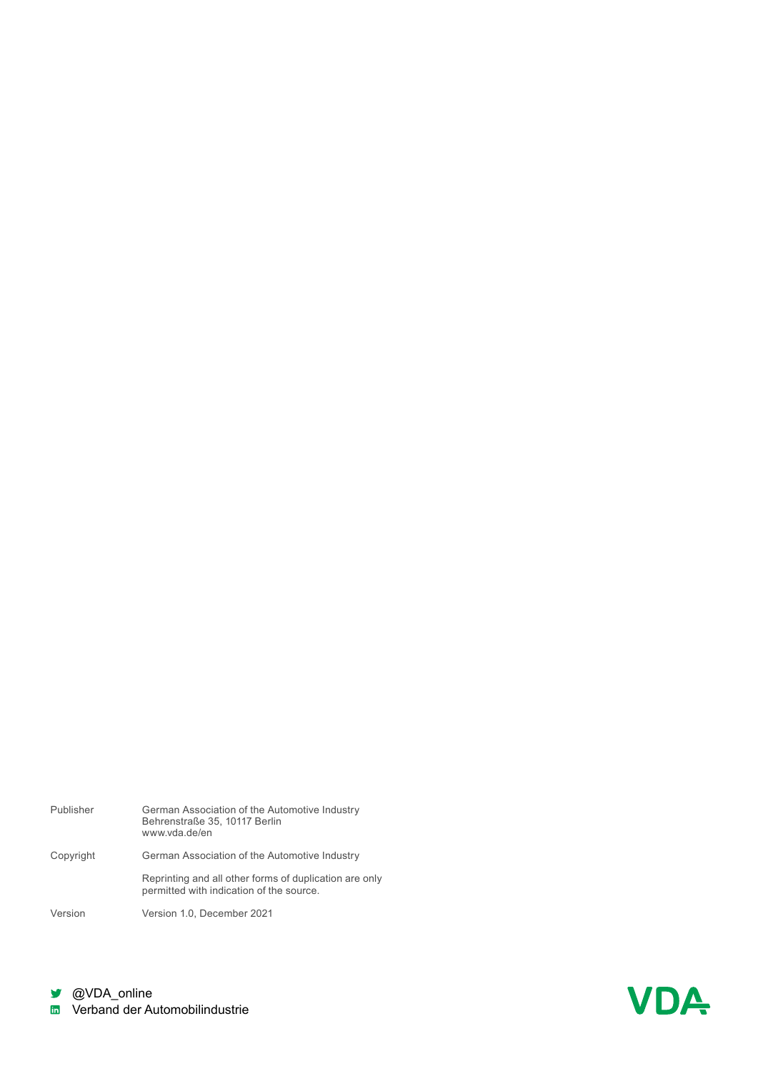| | |
|---|---|
| Publisher | German Association of the Automotive Industry<br>Behrenstraße 35, 10117 Berlin<br>www.vda.de/en |
| Copyright | German Association of the Automotive Industry |
| | Reprinting and all other forms of duplication are only permitted with indication of the source. |
| Version | Version 1.0, December 2021 |

@VDA_online

Verband der Automobilindustrie

VDA